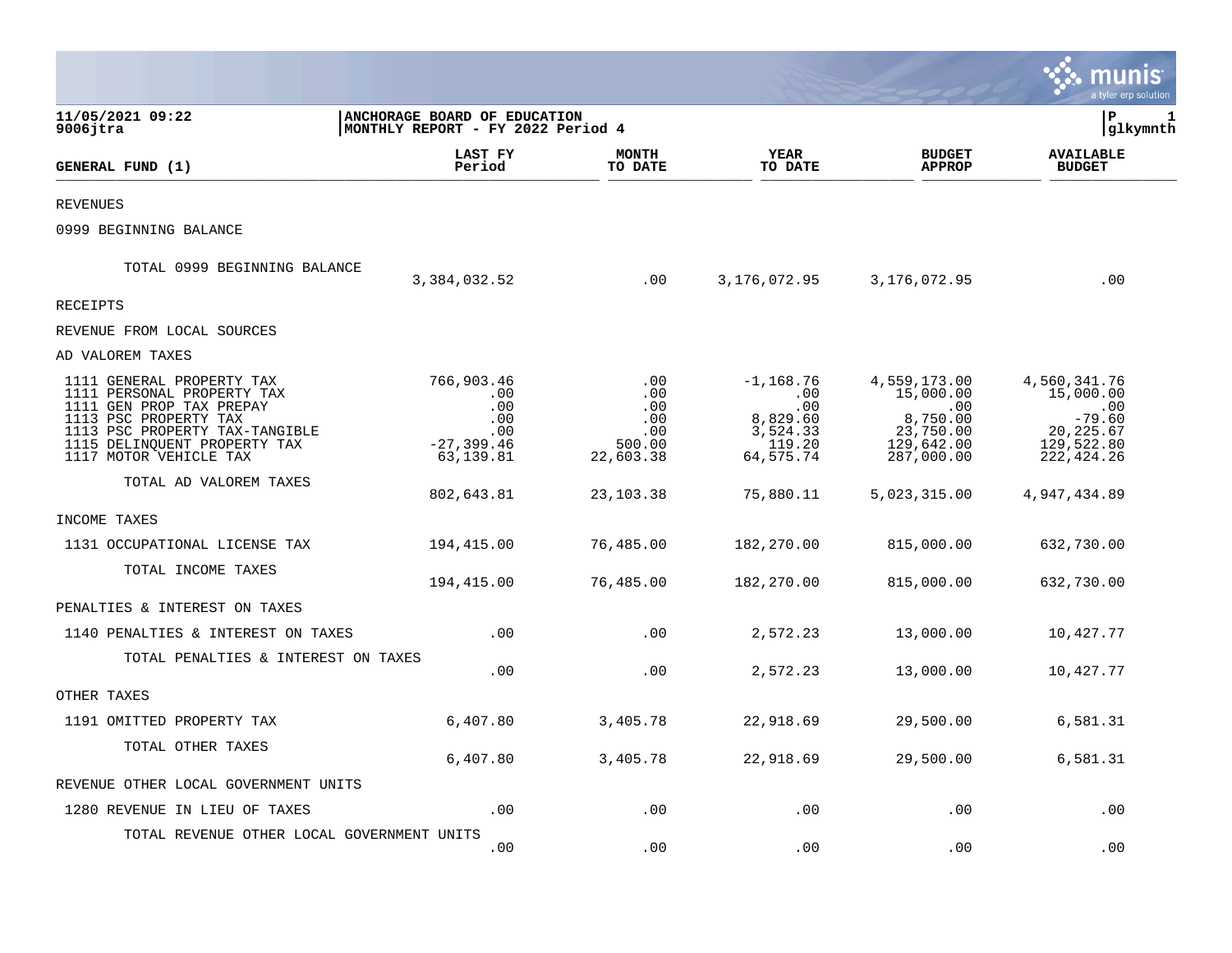**11/05/2021 09:22**
**9006jtra**

**ANCHORAGE BOARD OF EDUCATION**
**MONTHLY REPORT - FY 2022 Period 4**

**P 1**
**glkymnth**

| GENERAL FUND (1) | LAST FY Period | MONTH TO DATE | YEAR TO DATE | BUDGET APPROP | AVAILABLE BUDGET |
|---|---|---|---|---|---|
| REVENUES | | | | | |
| 0999 BEGINNING BALANCE | | | | | |
| TOTAL 0999 BEGINNING BALANCE | 3,384,032.52 | .00 | 3,176,072.95 | 3,176,072.95 | .00 |
| RECEIPTS | | | | | |
| REVENUE FROM LOCAL SOURCES | | | | | |
| AD VALOREM TAXES | | | | | |
| 1111 GENERAL PROPERTY TAX | 766,903.46 | .00 | -1,168.76 | 4,559,173.00 | 4,560,341.76 |
| 1111 PERSONAL PROPERTY TAX | .00 | .00 | .00 | 15,000.00 | 15,000.00 |
| 1111 GEN PROP TAX PREPAY | .00 | .00 | .00 | .00 | .00 |
| 1113 PSC PROPERTY TAX | .00 | .00 | 8,829.60 | 8,750.00 | -79.60 |
| 1113 PSC PROPERTY TAX-TANGIBLE | .00 | .00 | 3,524.33 | 23,750.00 | 20,225.67 |
| 1115 DELINQUENT PROPERTY TAX | -27,399.46 | 500.00 | 119.20 | 129,642.00 | 129,522.80 |
| 1117 MOTOR VEHICLE TAX | 63,139.81 | 22,603.38 | 64,575.74 | 287,000.00 | 222,424.26 |
| TOTAL AD VALOREM TAXES | 802,643.81 | 23,103.38 | 75,880.11 | 5,023,315.00 | 4,947,434.89 |
| INCOME TAXES | | | | | |
| 1131 OCCUPATIONAL LICENSE TAX | 194,415.00 | 76,485.00 | 182,270.00 | 815,000.00 | 632,730.00 |
| TOTAL INCOME TAXES | 194,415.00 | 76,485.00 | 182,270.00 | 815,000.00 | 632,730.00 |
| PENALTIES & INTEREST ON TAXES | | | | | |
| 1140 PENALTIES & INTEREST ON TAXES | .00 | .00 | 2,572.23 | 13,000.00 | 10,427.77 |
| TOTAL PENALTIES & INTEREST ON TAXES | .00 | .00 | 2,572.23 | 13,000.00 | 10,427.77 |
| OTHER TAXES | | | | | |
| 1191 OMITTED PROPERTY TAX | 6,407.80 | 3,405.78 | 22,918.69 | 29,500.00 | 6,581.31 |
| TOTAL OTHER TAXES | 6,407.80 | 3,405.78 | 22,918.69 | 29,500.00 | 6,581.31 |
| REVENUE OTHER LOCAL GOVERNMENT UNITS | | | | | |
| 1280 REVENUE IN LIEU OF TAXES | .00 | .00 | .00 | .00 | .00 |
| TOTAL REVENUE OTHER LOCAL GOVERNMENT UNITS | .00 | .00 | .00 | .00 | .00 |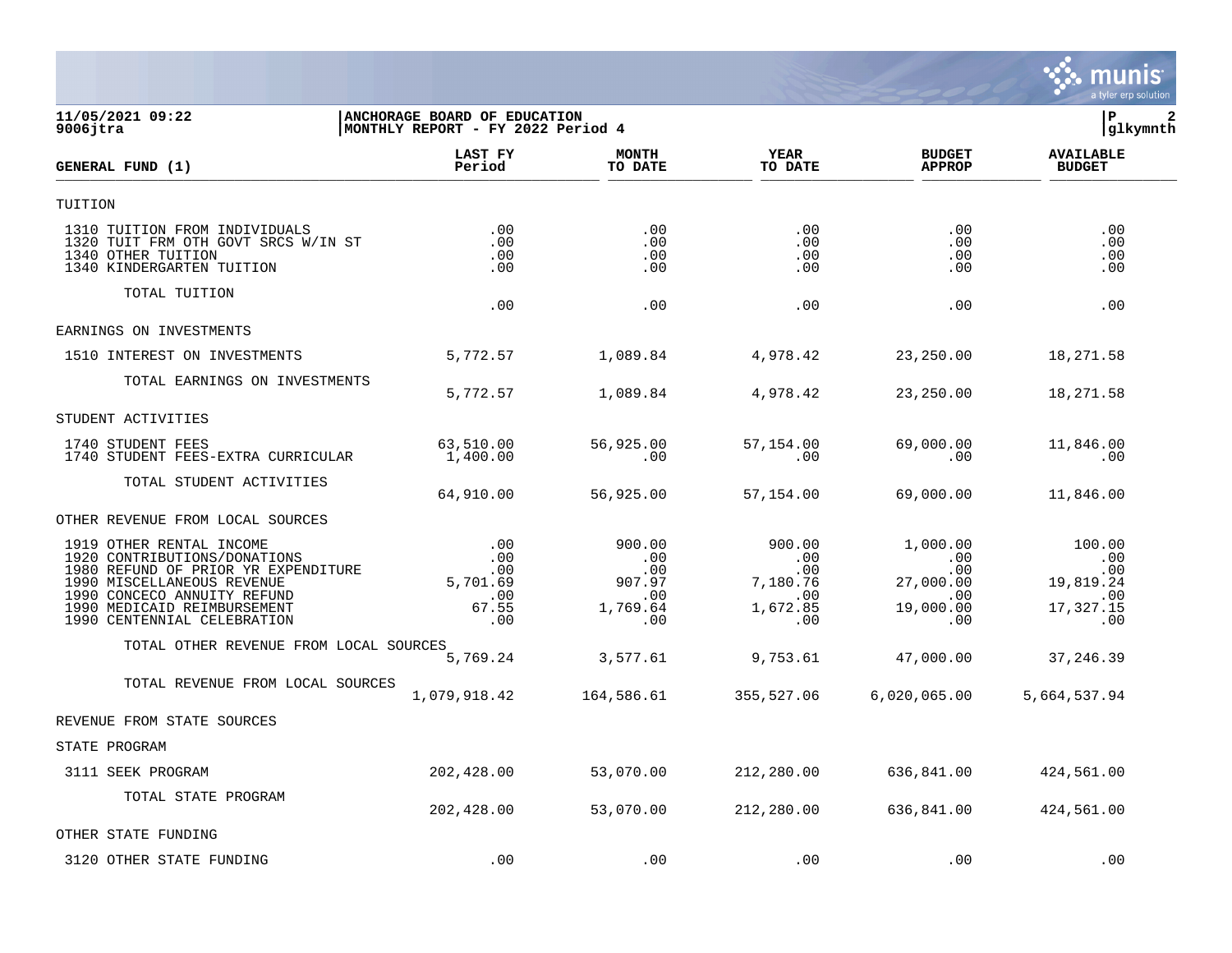11/05/2021 09:22
9006jtra

ANCHORAGE BOARD OF EDUCATION
MONTHLY REPORT - FY 2022 Period 4

P 2
glkymnth

| GENERAL FUND (1) | LAST FY Period | MONTH TO DATE | YEAR TO DATE | BUDGET APPROP | AVAILABLE BUDGET |
|---|---|---|---|---|---|
| TUITION | | | | | |
| 1310 TUITION FROM INDIVIDUALS | .00 | .00 | .00 | .00 | .00 |
| 1320 TUIT FRM OTH GOVT SRCS W/IN ST | .00 | .00 | .00 | .00 | .00 |
| 1340 OTHER TUITION | .00 | .00 | .00 | .00 | .00 |
| 1340 KINDERGARTEN TUITION | .00 | .00 | .00 | .00 | .00 |
| TOTAL TUITION | .00 | .00 | .00 | .00 | .00 |
| EARNINGS ON INVESTMENTS | | | | | |
| 1510 INTEREST ON INVESTMENTS | 5,772.57 | 1,089.84 | 4,978.42 | 23,250.00 | 18,271.58 |
| TOTAL EARNINGS ON INVESTMENTS | 5,772.57 | 1,089.84 | 4,978.42 | 23,250.00 | 18,271.58 |
| STUDENT ACTIVITIES | | | | | |
| 1740 STUDENT FEES | 63,510.00 | 56,925.00 | 57,154.00 | 69,000.00 | 11,846.00 |
| 1740 STUDENT FEES-EXTRA CURRICULAR | 1,400.00 | .00 | .00 | .00 | .00 |
| TOTAL STUDENT ACTIVITIES | 64,910.00 | 56,925.00 | 57,154.00 | 69,000.00 | 11,846.00 |
| OTHER REVENUE FROM LOCAL SOURCES | | | | | |
| 1919 OTHER RENTAL INCOME | .00 | 900.00 | 900.00 | 1,000.00 | 100.00 |
| 1920 CONTRIBUTIONS/DONATIONS | .00 | .00 | .00 | .00 | .00 |
| 1980 REFUND OF PRIOR YR EXPENDITURE | .00 | .00 | .00 | .00 | .00 |
| 1990 MISCELLANEOUS REVENUE | 5,701.69 | 907.97 | 7,180.76 | 27,000.00 | 19,819.24 |
| 1990 CONCECO ANNUITY REFUND | .00 | .00 | .00 | .00 | .00 |
| 1990 MEDICAID REIMBURSEMENT | 67.55 | 1,769.64 | 1,672.85 | 19,000.00 | 17,327.15 |
| 1990 CENTENNIAL CELEBRATION | .00 | .00 | .00 | .00 | .00 |
| TOTAL OTHER REVENUE FROM LOCAL SOURCES | 5,769.24 | 3,577.61 | 9,753.61 | 47,000.00 | 37,246.39 |
| TOTAL REVENUE FROM LOCAL SOURCES | 1,079,918.42 | 164,586.61 | 355,527.06 | 6,020,065.00 | 5,664,537.94 |
| REVENUE FROM STATE SOURCES | | | | | |
| STATE PROGRAM | | | | | |
| 3111 SEEK PROGRAM | 202,428.00 | 53,070.00 | 212,280.00 | 636,841.00 | 424,561.00 |
| TOTAL STATE PROGRAM | 202,428.00 | 53,070.00 | 212,280.00 | 636,841.00 | 424,561.00 |
| OTHER STATE FUNDING | | | | | |
| 3120 OTHER STATE FUNDING | .00 | .00 | .00 | .00 | .00 |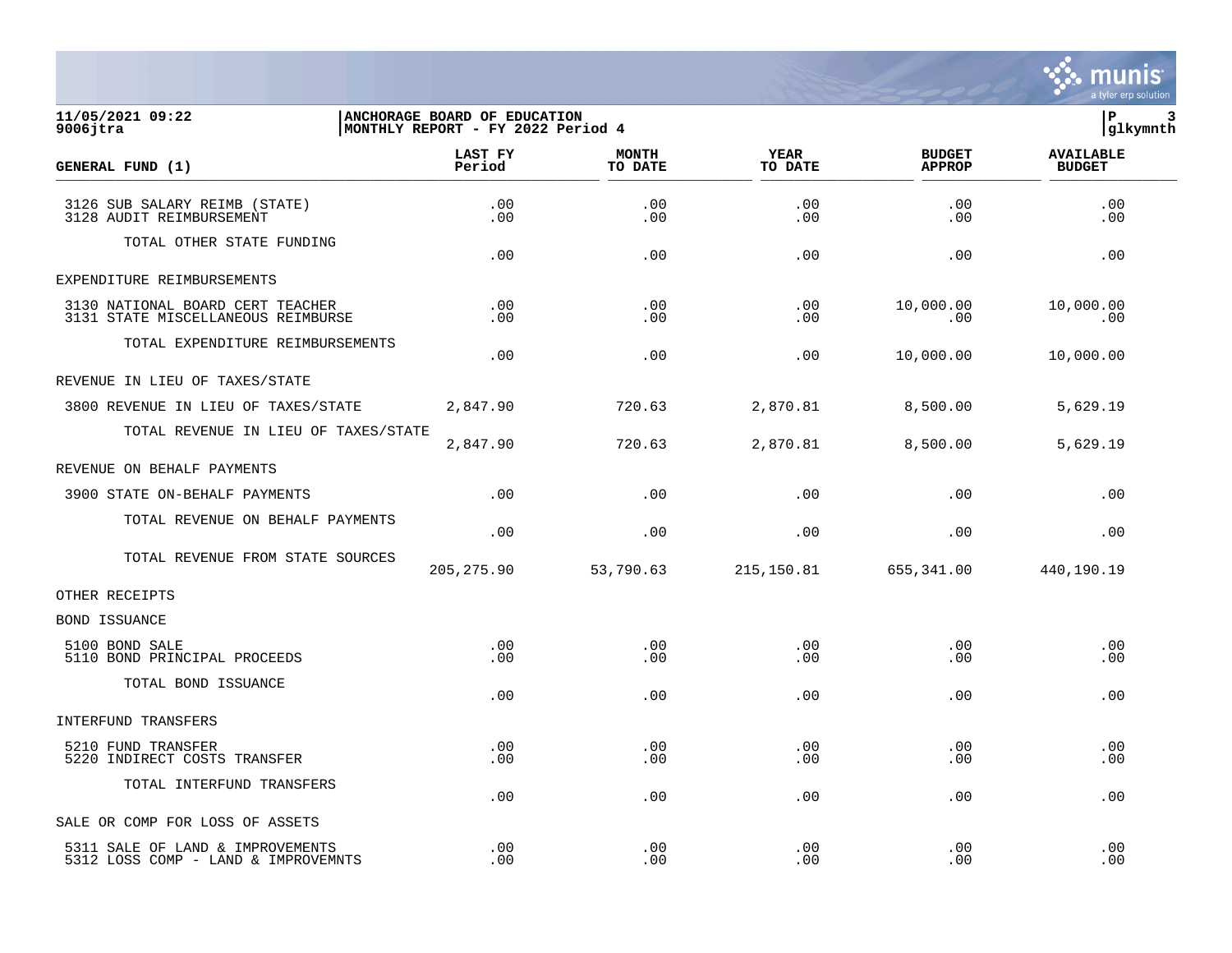ANCHORAGE BOARD OF EDUCATION
MONTHLY REPORT - FY 2022 Period 4

11/05/2021 09:22
9006jtra

| GENERAL FUND (1) | LAST FY Period | MONTH TO DATE | YEAR TO DATE | BUDGET APPROP | AVAILABLE BUDGET |
|---|---|---|---|---|---|
| 3126 SUB SALARY REIMB (STATE) | .00 | .00 | .00 | .00 | .00 |
| 3128 AUDIT REIMBURSEMENT | .00 | .00 | .00 | .00 | .00 |
| TOTAL OTHER STATE FUNDING | .00 | .00 | .00 | .00 | .00 |
| EXPENDITURE REIMBURSEMENTS | | | | | |
| 3130 NATIONAL BOARD CERT TEACHER | .00 | .00 | .00 | 10,000.00 | 10,000.00 |
| 3131 STATE MISCELLANEOUS REIMBURSE | .00 | .00 | .00 | .00 | .00 |
| TOTAL EXPENDITURE REIMBURSEMENTS | .00 | .00 | .00 | 10,000.00 | 10,000.00 |
| REVENUE IN LIEU OF TAXES/STATE | | | | | |
| 3800 REVENUE IN LIEU OF TAXES/STATE | 2,847.90 | 720.63 | 2,870.81 | 8,500.00 | 5,629.19 |
| TOTAL REVENUE IN LIEU OF TAXES/STATE | 2,847.90 | 720.63 | 2,870.81 | 8,500.00 | 5,629.19 |
| REVENUE ON BEHALF PAYMENTS | | | | | |
| 3900 STATE ON-BEHALF PAYMENTS | .00 | .00 | .00 | .00 | .00 |
| TOTAL REVENUE ON BEHALF PAYMENTS | .00 | .00 | .00 | .00 | .00 |
| TOTAL REVENUE FROM STATE SOURCES | 205,275.90 | 53,790.63 | 215,150.81 | 655,341.00 | 440,190.19 |
| OTHER RECEIPTS | | | | | |
| BOND ISSUANCE | | | | | |
| 5100 BOND SALE | .00 | .00 | .00 | .00 | .00 |
| 5110 BOND PRINCIPAL PROCEEDS | .00 | .00 | .00 | .00 | .00 |
| TOTAL BOND ISSUANCE | .00 | .00 | .00 | .00 | .00 |
| INTERFUND TRANSFERS | | | | | |
| 5210 FUND TRANSFER | .00 | .00 | .00 | .00 | .00 |
| 5220 INDIRECT COSTS TRANSFER | .00 | .00 | .00 | .00 | .00 |
| TOTAL INTERFUND TRANSFERS | .00 | .00 | .00 | .00 | .00 |
| SALE OR COMP FOR LOSS OF ASSETS | | | | | |
| 5311 SALE OF LAND & IMPROVEMENTS | .00 | .00 | .00 | .00 | .00 |
| 5312 LOSS COMP - LAND & IMPROVEMNTS | .00 | .00 | .00 | .00 | .00 |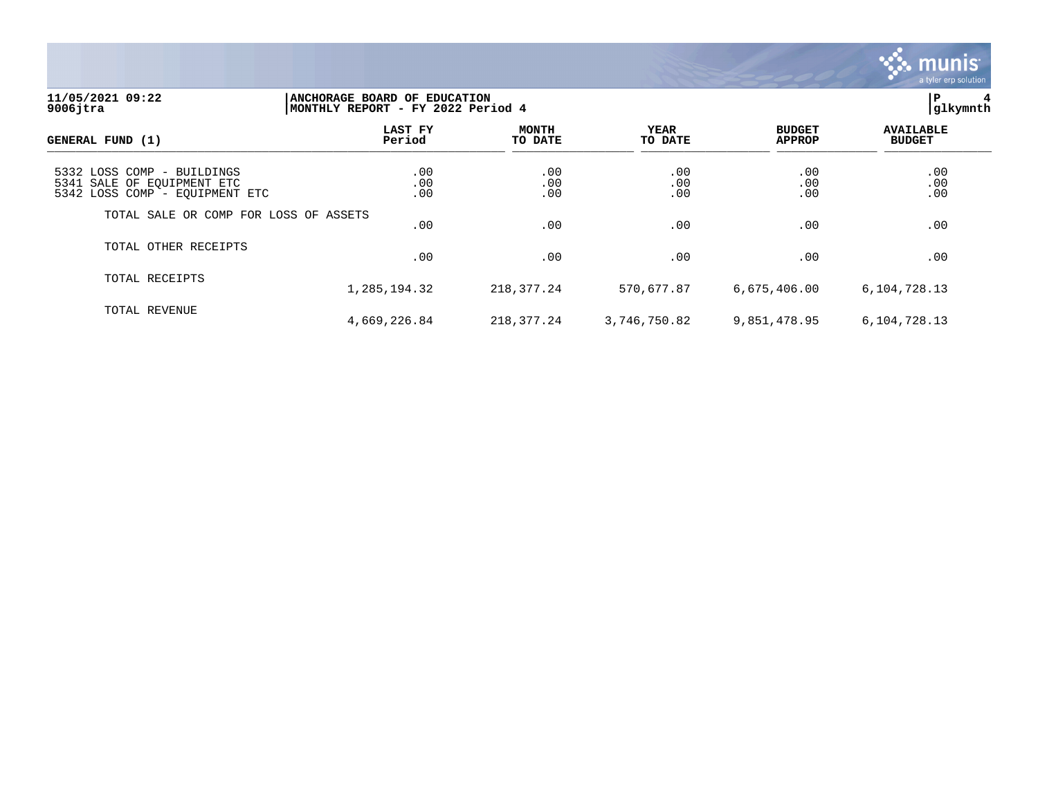**11/05/2021 09:22**
**9006jtra**

**ANCHORAGE BOARD OF EDUCATION**
**MONTHLY REPORT - FY 2022 Period 4**

**glkymnth**

| GENERAL FUND (1) | LAST FY Period | MONTH TO DATE | YEAR TO DATE | BUDGET APPROP | AVAILABLE BUDGET |
|---|---|---|---|---|---|
| 5332 LOSS COMP - BUILDINGS | .00 | .00 | .00 | .00 | .00 |
| 5341 SALE OF EQUIPMENT ETC | .00 | .00 | .00 | .00 | .00 |
| 5342 LOSS COMP - EQUIPMENT ETC | .00 | .00 | .00 | .00 | .00 |
| TOTAL SALE OR COMP FOR LOSS OF ASSETS | .00 | .00 | .00 | .00 | .00 |
| TOTAL OTHER RECEIPTS | .00 | .00 | .00 | .00 | .00 |
| TOTAL RECEIPTS | 1,285,194.32 | 218,377.24 | 570,677.87 | 6,675,406.00 | 6,104,728.13 |
| TOTAL REVENUE | 4,669,226.84 | 218,377.24 | 3,746,750.82 | 9,851,478.95 | 6,104,728.13 |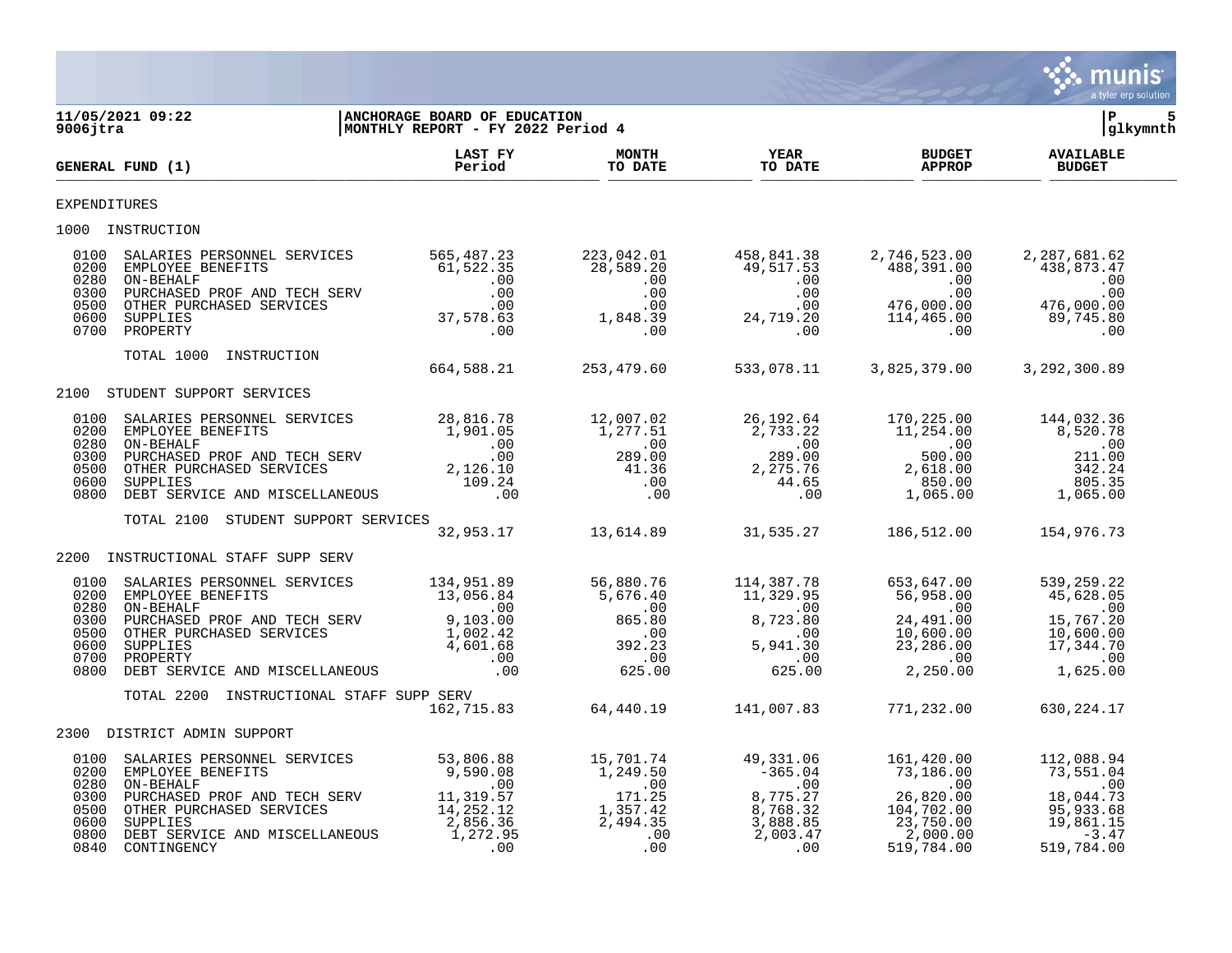**11/05/2021 09:22**
**9006jtra**

**ANCHORAGE BOARD OF EDUCATION**
**MONTHLY REPORT - FY 2022 Period 4**

**glkymnth**

| GENERAL FUND (1) | LAST FY Period | MONTH TO DATE | YEAR TO DATE | BUDGET APPROP | AVAILABLE BUDGET |
|---|---|---|---|---|---|
| EXPENDITURES | | | | | |
| 1000 INSTRUCTION | | | | | |
| 0100 SALARIES PERSONNEL SERVICES | 565,487.23 | 223,042.01 | 458,841.38 | 2,746,523.00 | 2,287,681.62 |
| 0200 EMPLOYEE BENEFITS | 61,522.35 | 28,589.20 | 49,517.53 | 488,391.00 | 438,873.47 |
| 0280 ON-BEHALF | .00 | .00 | .00 | .00 | .00 |
| 0300 PURCHASED PROF AND TECH SERV | .00 | .00 | .00 | .00 | .00 |
| 0500 OTHER PURCHASED SERVICES | .00 | .00 | .00 | 476,000.00 | 476,000.00 |
| 0600 SUPPLIES | 37,578.63 | 1,848.39 | 24,719.20 | 114,465.00 | 89,745.80 |
| 0700 PROPERTY | .00 | .00 | .00 | .00 | .00 |
| TOTAL 1000 INSTRUCTION | 664,588.21 | 253,479.60 | 533,078.11 | 3,825,379.00 | 3,292,300.89 |
| 2100 STUDENT SUPPORT SERVICES | | | | | |
| 0100 SALARIES PERSONNEL SERVICES | 28,816.78 | 12,007.02 | 26,192.64 | 170,225.00 | 144,032.36 |
| 0200 EMPLOYEE BENEFITS | 1,901.05 | 1,277.51 | 2,733.22 | 11,254.00 | 8,520.78 |
| 0280 ON-BEHALF | .00 | .00 | .00 | .00 | .00 |
| 0300 PURCHASED PROF AND TECH SERV | .00 | 289.00 | 289.00 | 500.00 | 211.00 |
| 0500 OTHER PURCHASED SERVICES | 2,126.10 | 41.36 | 2,275.76 | 2,618.00 | 342.24 |
| 0600 SUPPLIES | 109.24 | .00 | 44.65 | 850.00 | 805.35 |
| 0800 DEBT SERVICE AND MISCELLANEOUS | .00 | .00 | .00 | 1,065.00 | 1,065.00 |
| TOTAL 2100 STUDENT SUPPORT SERVICES | 32,953.17 | 13,614.89 | 31,535.27 | 186,512.00 | 154,976.73 |
| 2200 INSTRUCTIONAL STAFF SUPP SERV | | | | | |
| 0100 SALARIES PERSONNEL SERVICES | 134,951.89 | 56,880.76 | 114,387.78 | 653,647.00 | 539,259.22 |
| 0200 EMPLOYEE BENEFITS | 13,056.84 | 5,676.40 | 11,329.95 | 56,958.00 | 45,628.05 |
| 0280 ON-BEHALF | .00 | .00 | .00 | .00 | .00 |
| 0300 PURCHASED PROF AND TECH SERV | 9,103.00 | 865.80 | 8,723.80 | 24,491.00 | 15,767.20 |
| 0500 OTHER PURCHASED SERVICES | 1,002.42 | .00 | .00 | 10,600.00 | 10,600.00 |
| 0600 SUPPLIES | 4,601.68 | 392.23 | 5,941.30 | 23,286.00 | 17,344.70 |
| 0700 PROPERTY | .00 | .00 | .00 | .00 | .00 |
| 0800 DEBT SERVICE AND MISCELLANEOUS | .00 | 625.00 | 625.00 | 2,250.00 | 1,625.00 |
| TOTAL 2200 INSTRUCTIONAL STAFF SUPP SERV | 162,715.83 | 64,440.19 | 141,007.83 | 771,232.00 | 630,224.17 |
| 2300 DISTRICT ADMIN SUPPORT | | | | | |
| 0100 SALARIES PERSONNEL SERVICES | 53,806.88 | 15,701.74 | 49,331.06 | 161,420.00 | 112,088.94 |
| 0200 EMPLOYEE BENEFITS | 9,590.08 | 1,249.50 | -365.04 | 73,186.00 | 73,551.04 |
| 0280 ON-BEHALF | .00 | .00 | .00 | .00 | .00 |
| 0300 PURCHASED PROF AND TECH SERV | 11,319.57 | 171.25 | 8,775.27 | 26,820.00 | 18,044.73 |
| 0500 OTHER PURCHASED SERVICES | 14,252.12 | 1,357.42 | 8,768.32 | 104,702.00 | 95,933.68 |
| 0600 SUPPLIES | 2,856.36 | 2,494.35 | 3,888.85 | 23,750.00 | 19,861.15 |
| 0800 DEBT SERVICE AND MISCELLANEOUS | 1,272.95 | .00 | 2,003.47 | 2,000.00 | -3.47 |
| 0840 CONTINGENCY | .00 | .00 | .00 | 519,784.00 | 519,784.00 |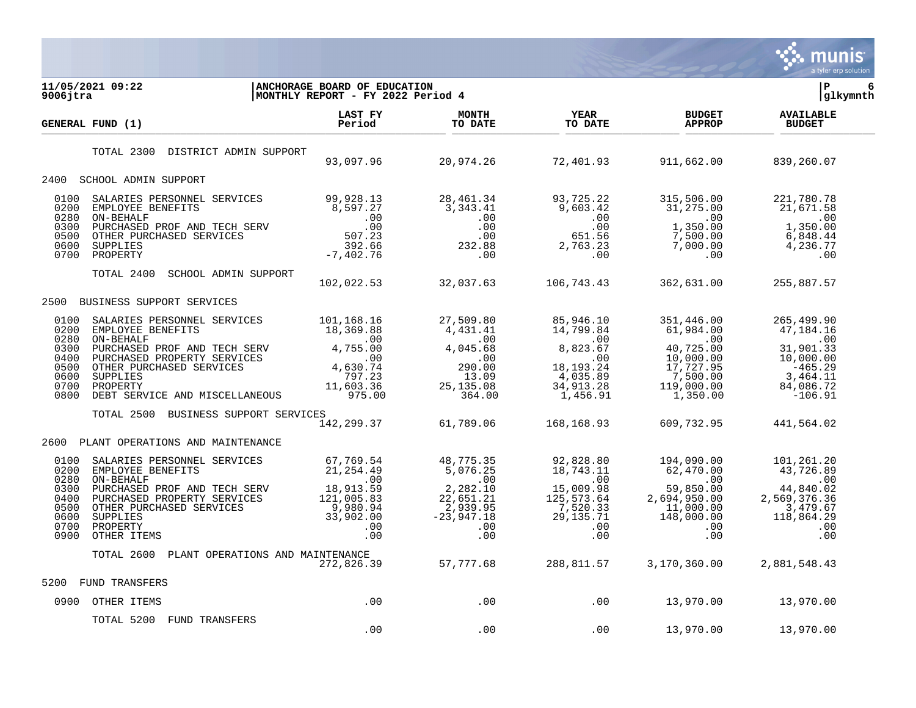**11/05/2021 09:22** | **ANCHORAGE BOARD OF EDUCATION** | **P 6**
**9006jtra** | **MONTHLY REPORT - FY 2022 Period 4** | **glkymnth**

| GENERAL FUND (1) | LAST FY Period | MONTH TO DATE | YEAR TO DATE | BUDGET APPROP | AVAILABLE BUDGET |
|---|---|---|---|---|---|
| TOTAL 2300 DISTRICT ADMIN SUPPORT | 93,097.96 | 20,974.26 | 72,401.93 | 911,662.00 | 839,260.07 |
| **2400 SCHOOL ADMIN SUPPORT** | | | | | |
| 0100 SALARIES PERSONNEL SERVICES | 99,928.13 | 28,461.34 | 93,725.22 | 315,506.00 | 221,780.78 |
| 0200 EMPLOYEE BENEFITS | 8,597.27 | 3,343.41 | 9,603.42 | 31,275.00 | 21,671.58 |
| 0280 ON-BEHALF | .00 | .00 | .00 | .00 | .00 |
| 0300 PURCHASED PROF AND TECH SERV | .00 | .00 | .00 | 1,350.00 | 1,350.00 |
| 0500 OTHER PURCHASED SERVICES | 507.23 | .00 | 651.56 | 7,500.00 | 6,848.44 |
| 0600 SUPPLIES | 392.66 | 232.88 | 2,763.23 | 7,000.00 | 4,236.77 |
| 0700 PROPERTY | -7,402.76 | .00 | .00 | .00 | .00 |
| TOTAL 2400 SCHOOL ADMIN SUPPORT | 102,022.53 | 32,037.63 | 106,743.43 | 362,631.00 | 255,887.57 |
| **2500 BUSINESS SUPPORT SERVICES** | | | | | |
| 0100 SALARIES PERSONNEL SERVICES | 101,168.16 | 27,509.80 | 85,946.10 | 351,446.00 | 265,499.90 |
| 0200 EMPLOYEE BENEFITS | 18,369.88 | 4,431.41 | 14,799.84 | 61,984.00 | 47,184.16 |
| 0280 ON-BEHALF | .00 | .00 | .00 | .00 | .00 |
| 0300 PURCHASED PROF AND TECH SERV | 4,755.00 | 4,045.68 | 8,823.67 | 40,725.00 | 31,901.33 |
| 0400 PURCHASED PROPERTY SERVICES | .00 | .00 | .00 | 10,000.00 | 10,000.00 |
| 0500 OTHER PURCHASED SERVICES | 4,630.74 | 290.00 | 18,193.24 | 17,727.95 | -465.29 |
| 0600 SUPPLIES | 797.23 | 13.09 | 4,035.89 | 7,500.00 | 3,464.11 |
| 0700 PROPERTY | 11,603.36 | 25,135.08 | 34,913.28 | 119,000.00 | 84,086.72 |
| 0800 DEBT SERVICE AND MISCELLANEOUS | 975.00 | 364.00 | 1,456.91 | 1,350.00 | -106.91 |
| TOTAL 2500 BUSINESS SUPPORT SERVICES | 142,299.37 | 61,789.06 | 168,168.93 | 609,732.95 | 441,564.02 |
| **2600 PLANT OPERATIONS AND MAINTENANCE** | | | | | |
| 0100 SALARIES PERSONNEL SERVICES | 67,769.54 | 48,775.35 | 92,828.80 | 194,090.00 | 101,261.20 |
| 0200 EMPLOYEE BENEFITS | 21,254.49 | 5,076.25 | 18,743.11 | 62,470.00 | 43,726.89 |
| 0280 ON-BEHALF | .00 | .00 | .00 | .00 | .00 |
| 0300 PURCHASED PROF AND TECH SERV | 18,913.59 | 2,282.10 | 15,009.98 | 59,850.00 | 44,840.02 |
| 0400 PURCHASED PROPERTY SERVICES | 121,005.83 | 22,651.21 | 125,573.64 | 2,694,950.00 | 2,569,376.36 |
| 0500 OTHER PURCHASED SERVICES | 9,980.94 | 2,939.95 | 7,520.33 | 11,000.00 | 3,479.67 |
| 0600 SUPPLIES | 33,902.00 | -23,947.18 | 29,135.71 | 148,000.00 | 118,864.29 |
| 0700 PROPERTY | .00 | .00 | .00 | .00 | .00 |
| 0900 OTHER ITEMS | .00 | .00 | .00 | .00 | .00 |
| TOTAL 2600 PLANT OPERATIONS AND MAINTENANCE | 272,826.39 | 57,777.68 | 288,811.57 | 3,170,360.00 | 2,881,548.43 |
| **5200 FUND TRANSFERS** | | | | | |
| 0900 OTHER ITEMS | .00 | .00 | .00 | 13,970.00 | 13,970.00 |
| TOTAL 5200 FUND TRANSFERS | .00 | .00 | .00 | 13,970.00 | 13,970.00 |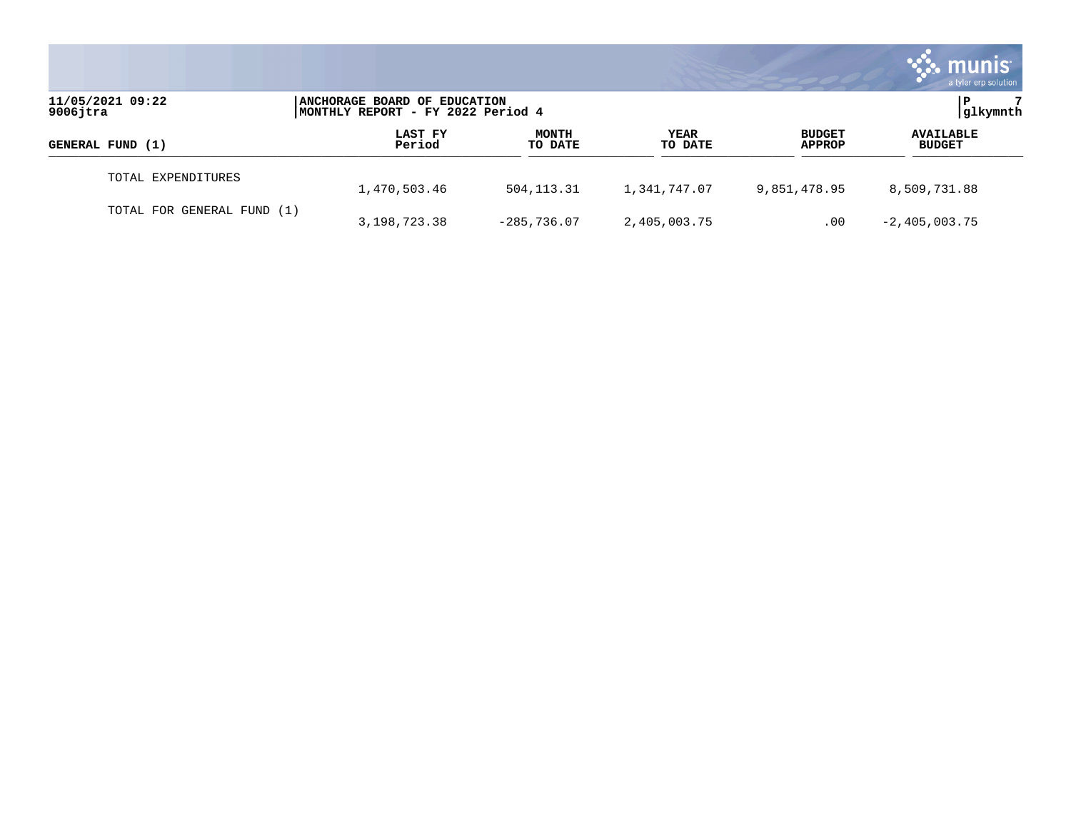| GENERAL FUND (1) | LAST FY Period | MONTH TO DATE | YEAR TO DATE | BUDGET APPROP | AVAILABLE BUDGET |
|---|---|---|---|---|---|
| TOTAL EXPENDITURES | 1,470,503.46 | 504,113.31 | 1,341,747.07 | 9,851,478.95 | 8,509,731.88 |
| TOTAL FOR GENERAL FUND (1) | 3,198,723.38 | -285,736.07 | 2,405,003.75 | .00 | -2,405,003.75 |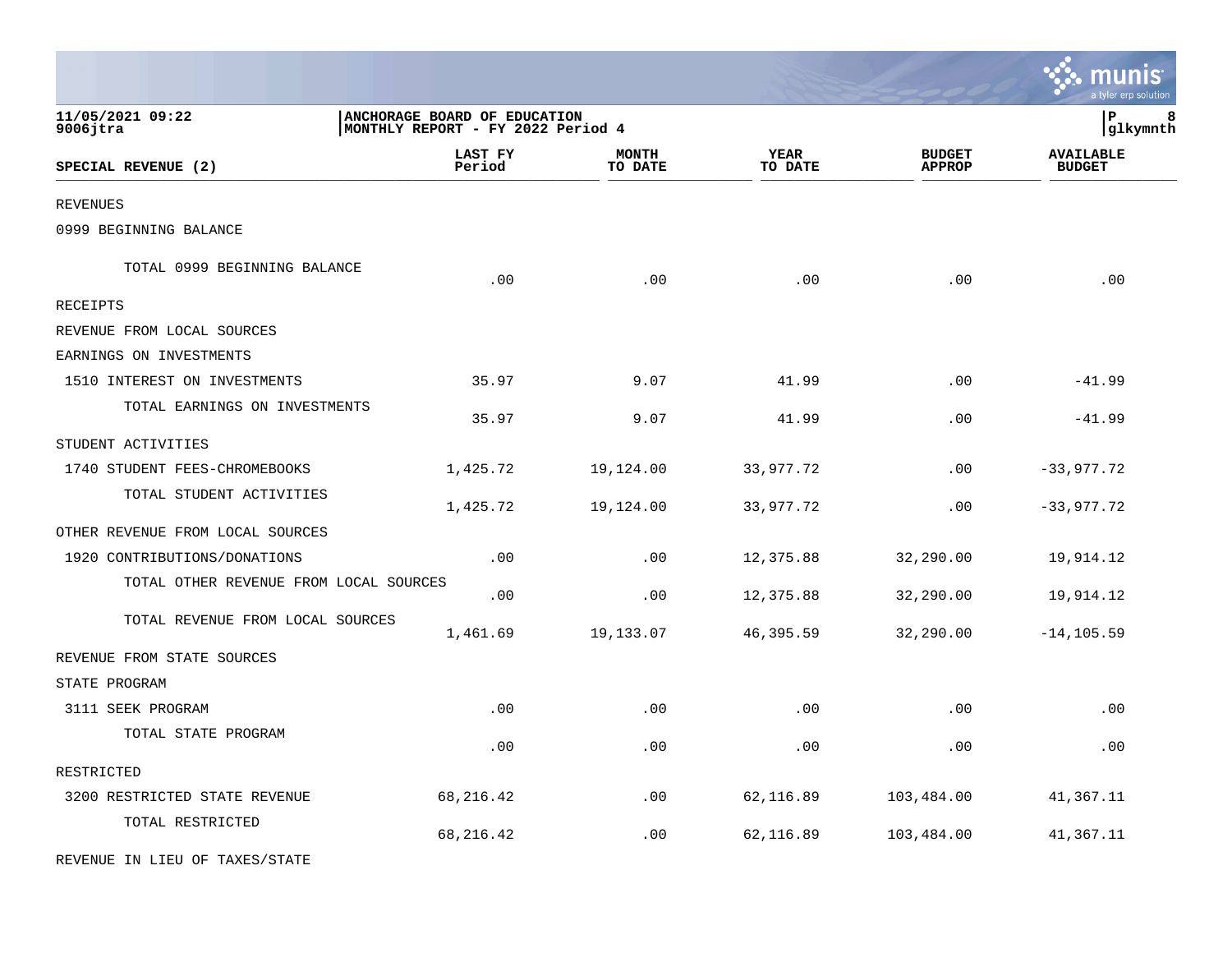11/05/2021 09:22
9006jtra

ANCHORAGE BOARD OF EDUCATION
MONTHLY REPORT - FY 2022 Period 4

| SPECIAL REVENUE (2) | LAST FY Period | MONTH TO DATE | YEAR TO DATE | BUDGET APPROP | AVAILABLE BUDGET |
|---|---|---|---|---|---|
| REVENUES | | | | | |
| 0999 BEGINNING BALANCE | | | | | |
| TOTAL 0999 BEGINNING BALANCE | .00 | .00 | .00 | .00 | .00 |
| RECEIPTS | | | | | |
| REVENUE FROM LOCAL SOURCES | | | | | |
| EARNINGS ON INVESTMENTS | | | | | |
| 1510 INTEREST ON INVESTMENTS | 35.97 | 9.07 | 41.99 | .00 | -41.99 |
| TOTAL EARNINGS ON INVESTMENTS | 35.97 | 9.07 | 41.99 | .00 | -41.99 |
| STUDENT ACTIVITIES | | | | | |
| 1740 STUDENT FEES-CHROMEBOOKS | 1,425.72 | 19,124.00 | 33,977.72 | .00 | -33,977.72 |
| TOTAL STUDENT ACTIVITIES | 1,425.72 | 19,124.00 | 33,977.72 | .00 | -33,977.72 |
| OTHER REVENUE FROM LOCAL SOURCES | | | | | |
| 1920 CONTRIBUTIONS/DONATIONS | .00 | .00 | 12,375.88 | 32,290.00 | 19,914.12 |
| TOTAL OTHER REVENUE FROM LOCAL SOURCES | .00 | .00 | 12,375.88 | 32,290.00 | 19,914.12 |
| TOTAL REVENUE FROM LOCAL SOURCES | 1,461.69 | 19,133.07 | 46,395.59 | 32,290.00 | -14,105.59 |
| REVENUE FROM STATE SOURCES | | | | | |
| STATE PROGRAM | | | | | |
| 3111 SEEK PROGRAM | .00 | .00 | .00 | .00 | .00 |
| TOTAL STATE PROGRAM | .00 | .00 | .00 | .00 | .00 |
| RESTRICTED | | | | | |
| 3200 RESTRICTED STATE REVENUE | 68,216.42 | .00 | 62,116.89 | 103,484.00 | 41,367.11 |
| TOTAL RESTRICTED | 68,216.42 | .00 | 62,116.89 | 103,484.00 | 41,367.11 |
| REVENUE IN LIEU OF TAXES/STATE | | | | | |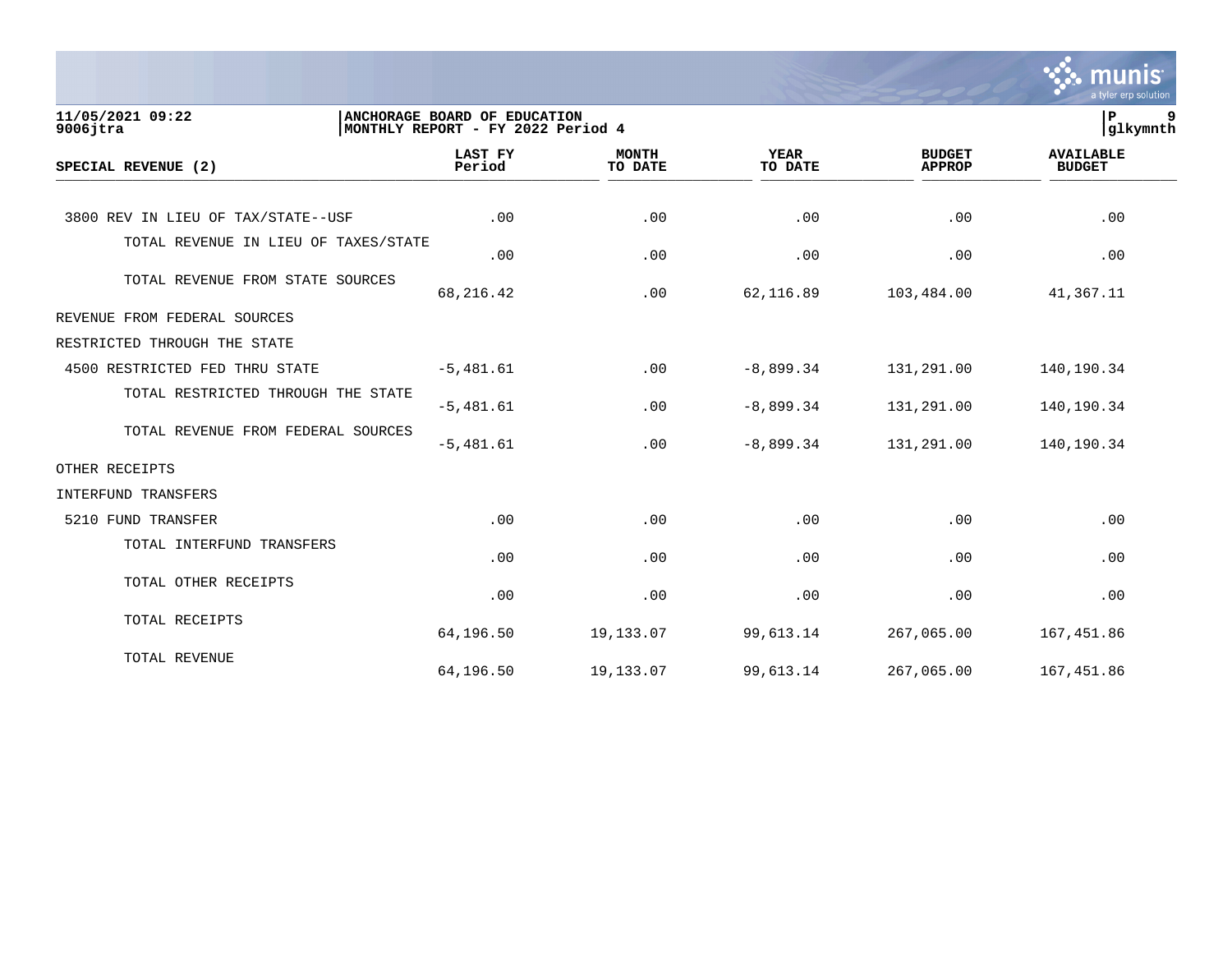**11/05/2021 09:22** | **ANCHORAGE BOARD OF EDUCATION**
**9006jtra** | **MONTHLY REPORT - FY 2022 Period 4** | **glkymnth**

| SPECIAL REVENUE (2) | LAST FY Period | MONTH TO DATE | YEAR TO DATE | BUDGET APPROP | AVAILABLE BUDGET |
|---|---|---|---|---|---|
| 3800 REV IN LIEU OF TAX/STATE--USF | .00 | .00 | .00 | .00 | .00 |
| TOTAL REVENUE IN LIEU OF TAXES/STATE | .00 | .00 | .00 | .00 | .00 |
| TOTAL REVENUE FROM STATE SOURCES | 68,216.42 | .00 | 62,116.89 | 103,484.00 | 41,367.11 |
| REVENUE FROM FEDERAL SOURCES | | | | | |
| RESTRICTED THROUGH THE STATE | | | | | |
| 4500 RESTRICTED FED THRU STATE | -5,481.61 | .00 | -8,899.34 | 131,291.00 | 140,190.34 |
| TOTAL RESTRICTED THROUGH THE STATE | -5,481.61 | .00 | -8,899.34 | 131,291.00 | 140,190.34 |
| TOTAL REVENUE FROM FEDERAL SOURCES | -5,481.61 | .00 | -8,899.34 | 131,291.00 | 140,190.34 |
| OTHER RECEIPTS | | | | | |
| INTERFUND TRANSFERS | | | | | |
| 5210 FUND TRANSFER | .00 | .00 | .00 | .00 | .00 |
| TOTAL INTERFUND TRANSFERS | .00 | .00 | .00 | .00 | .00 |
| TOTAL OTHER RECEIPTS | .00 | .00 | .00 | .00 | .00 |
| TOTAL RECEIPTS | 64,196.50 | 19,133.07 | 99,613.14 | 267,065.00 | 167,451.86 |
| TOTAL REVENUE | 64,196.50 | 19,133.07 | 99,613.14 | 267,065.00 | 167,451.86 |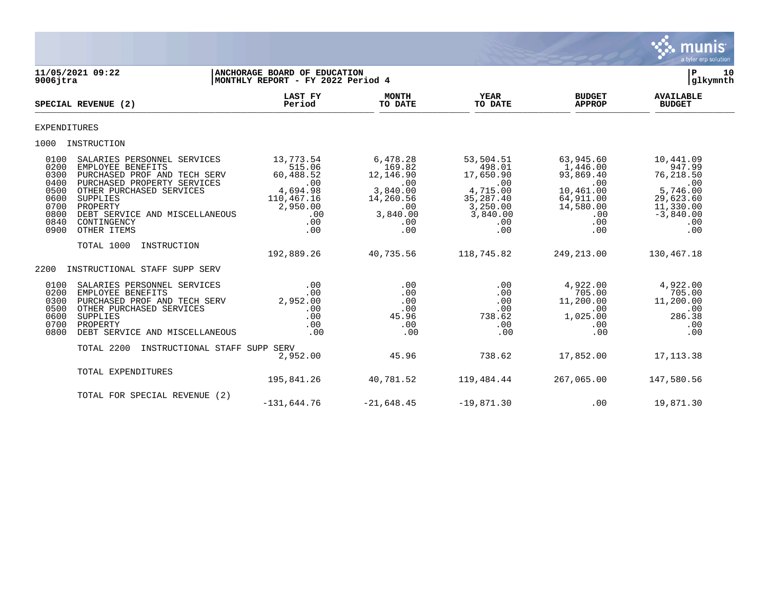11/05/2021 09:22
9006jtra

**ANCHORAGE BOARD OF EDUCATION**
**MONTHLY REPORT - FY 2022 Period 4**

P 10
glkymnth

| SPECIAL REVENUE (2) | | LAST FY Period | MONTH TO DATE | YEAR TO DATE | BUDGET APPROP | AVAILABLE BUDGET |
|---|---|---|---|---|---|---|
| **EXPENDITURES** | | | | | | |
| **1000** | **INSTRUCTION** | | | | | |
| 0100 | SALARIES PERSONNEL SERVICES | 13,773.54 | 6,478.28 | 53,504.51 | 63,945.60 | 10,441.09 |
| 0200 | EMPLOYEE BENEFITS | 515.06 | 169.82 | 498.01 | 1,446.00 | 947.99 |
| 0300 | PURCHASED PROF AND TECH SERV | 60,488.52 | 12,146.90 | 17,650.90 | 93,869.40 | 76,218.50 |
| 0400 | PURCHASED PROPERTY SERVICES | .00 | .00 | .00 | .00 | .00 |
| 0500 | OTHER PURCHASED SERVICES | 4,694.98 | 3,840.00 | 4,715.00 | 10,461.00 | 5,746.00 |
| 0600 | SUPPLIES | 110,467.16 | 14,260.56 | 35,287.40 | 64,911.00 | 29,623.60 |
| 0700 | PROPERTY | 2,950.00 | .00 | 3,250.00 | 14,580.00 | 11,330.00 |
| 0800 | DEBT SERVICE AND MISCELLANEOUS | .00 | 3,840.00 | 3,840.00 | .00 | -3,840.00 |
| 0840 | CONTINGENCY | .00 | .00 | .00 | .00 | .00 |
| 0900 | OTHER ITEMS | .00 | .00 | .00 | .00 | .00 |
| | TOTAL 1000 INSTRUCTION | 192,889.26 | 40,735.56 | 118,745.82 | 249,213.00 | 130,467.18 |
| **2200** | **INSTRUCTIONAL STAFF SUPP SERV** | | | | | |
| 0100 | SALARIES PERSONNEL SERVICES | .00 | .00 | .00 | 4,922.00 | 4,922.00 |
| 0200 | EMPLOYEE BENEFITS | .00 | .00 | .00 | 705.00 | 705.00 |
| 0300 | PURCHASED PROF AND TECH SERV | 2,952.00 | .00 | .00 | 11,200.00 | 11,200.00 |
| 0500 | OTHER PURCHASED SERVICES | .00 | .00 | .00 | .00 | .00 |
| 0600 | SUPPLIES | .00 | 45.96 | 738.62 | 1,025.00 | 286.38 |
| 0700 | PROPERTY | .00 | .00 | .00 | .00 | .00 |
| 0800 | DEBT SERVICE AND MISCELLANEOUS | .00 | .00 | .00 | .00 | .00 |
| | TOTAL 2200 INSTRUCTIONAL STAFF SUPP SERV | 2,952.00 | 45.96 | 738.62 | 17,852.00 | 17,113.38 |
| | TOTAL EXPENDITURES | 195,841.26 | 40,781.52 | 119,484.44 | 267,065.00 | 147,580.56 |
| | TOTAL FOR SPECIAL REVENUE (2) | -131,644.76 | -21,648.45 | -19,871.30 | .00 | 19,871.30 |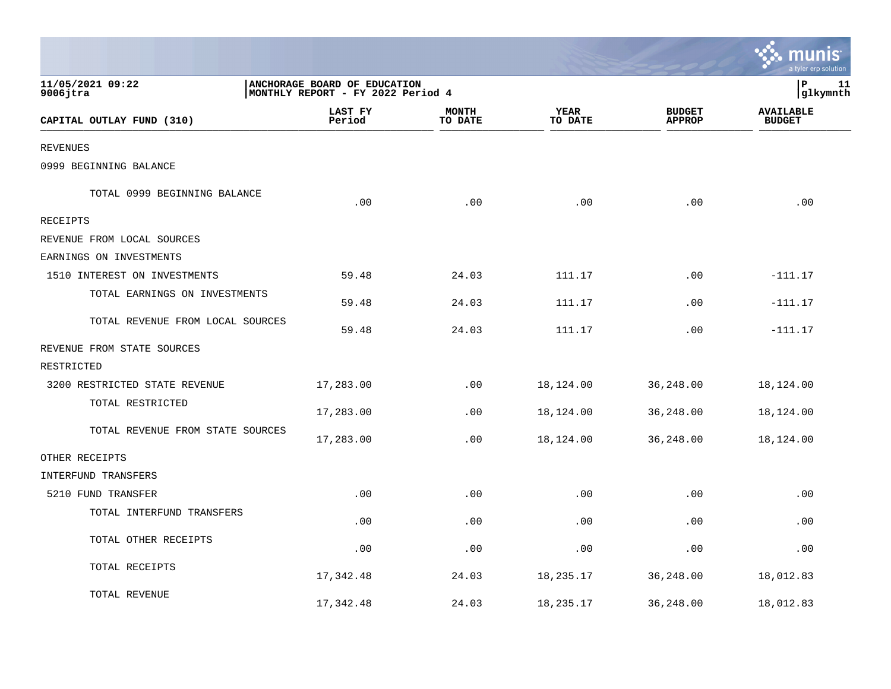11/05/2021 09:22
9006jtra

ANCHORAGE BOARD OF EDUCATION
MONTHLY REPORT - FY 2022 Period 4

P 11
glkymnth

| CAPITAL OUTLAY FUND (310) | LAST FY Period | MONTH TO DATE | YEAR TO DATE | BUDGET APPROP | AVAILABLE BUDGET |
|---|---|---|---|---|---|
| REVENUES | | | | | |
| 0999 BEGINNING BALANCE | | | | | |
| TOTAL 0999 BEGINNING BALANCE | .00 | .00 | .00 | .00 | .00 |
| RECEIPTS | | | | | |
| REVENUE FROM LOCAL SOURCES | | | | | |
| EARNINGS ON INVESTMENTS | | | | | |
| 1510 INTEREST ON INVESTMENTS | 59.48 | 24.03 | 111.17 | .00 | -111.17 |
| TOTAL EARNINGS ON INVESTMENTS | 59.48 | 24.03 | 111.17 | .00 | -111.17 |
| TOTAL REVENUE FROM LOCAL SOURCES | 59.48 | 24.03 | 111.17 | .00 | -111.17 |
| REVENUE FROM STATE SOURCES | | | | | |
| RESTRICTED | | | | | |
| 3200 RESTRICTED STATE REVENUE | 17,283.00 | .00 | 18,124.00 | 36,248.00 | 18,124.00 |
| TOTAL RESTRICTED | 17,283.00 | .00 | 18,124.00 | 36,248.00 | 18,124.00 |
| TOTAL REVENUE FROM STATE SOURCES | 17,283.00 | .00 | 18,124.00 | 36,248.00 | 18,124.00 |
| OTHER RECEIPTS | | | | | |
| INTERFUND TRANSFERS | | | | | |
| 5210 FUND TRANSFER | .00 | .00 | .00 | .00 | .00 |
| TOTAL INTERFUND TRANSFERS | .00 | .00 | .00 | .00 | .00 |
| TOTAL OTHER RECEIPTS | .00 | .00 | .00 | .00 | .00 |
| TOTAL RECEIPTS | 17,342.48 | 24.03 | 18,235.17 | 36,248.00 | 18,012.83 |
| TOTAL REVENUE | 17,342.48 | 24.03 | 18,235.17 | 36,248.00 | 18,012.83 |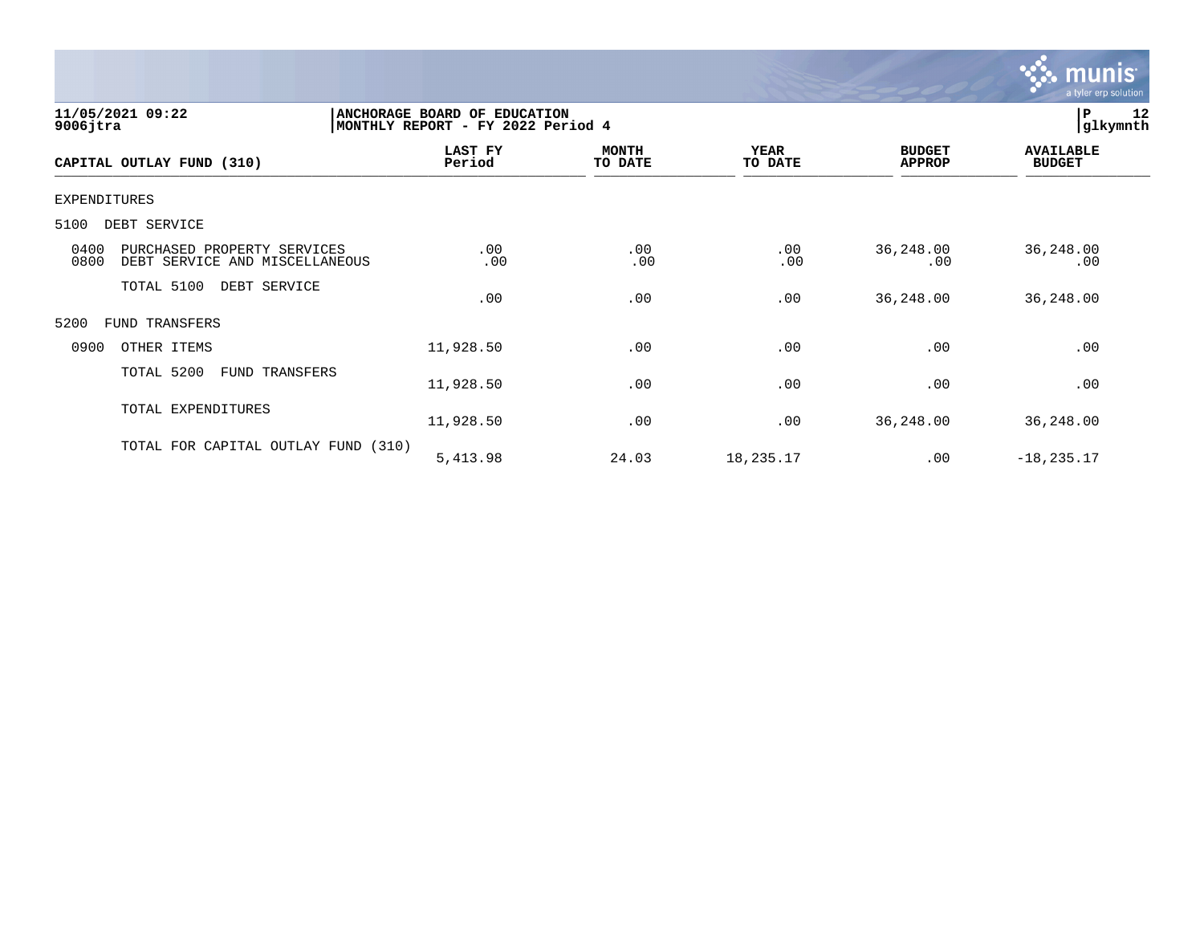11/05/2021 09:22
9006jtra

**ANCHORAGE BOARD OF EDUCATION**
**MONTHLY REPORT - FY 2022 Period 4**

P 12
glkymnth

| CAPITAL OUTLAY FUND (310) | LAST FY Period | MONTH TO DATE | YEAR TO DATE | BUDGET APPROP | AVAILABLE BUDGET |
|---|---|---|---|---|---|
| EXPENDITURES | | | | | |
| 5100 DEBT SERVICE | | | | | |
| 0400 PURCHASED PROPERTY SERVICES | .00 | .00 | .00 | 36,248.00 | 36,248.00 |
| 0800 DEBT SERVICE AND MISCELLANEOUS | .00 | .00 | .00 | .00 | .00 |
| TOTAL 5100 DEBT SERVICE | .00 | .00 | .00 | 36,248.00 | 36,248.00 |
| 5200 FUND TRANSFERS | | | | | |
| 0900 OTHER ITEMS | 11,928.50 | .00 | .00 | .00 | .00 |
| TOTAL 5200 FUND TRANSFERS | 11,928.50 | .00 | .00 | .00 | .00 |
| TOTAL EXPENDITURES | 11,928.50 | .00 | .00 | 36,248.00 | 36,248.00 |
| TOTAL FOR CAPITAL OUTLAY FUND (310) | 5,413.98 | 24.03 | 18,235.17 | .00 | -18,235.17 |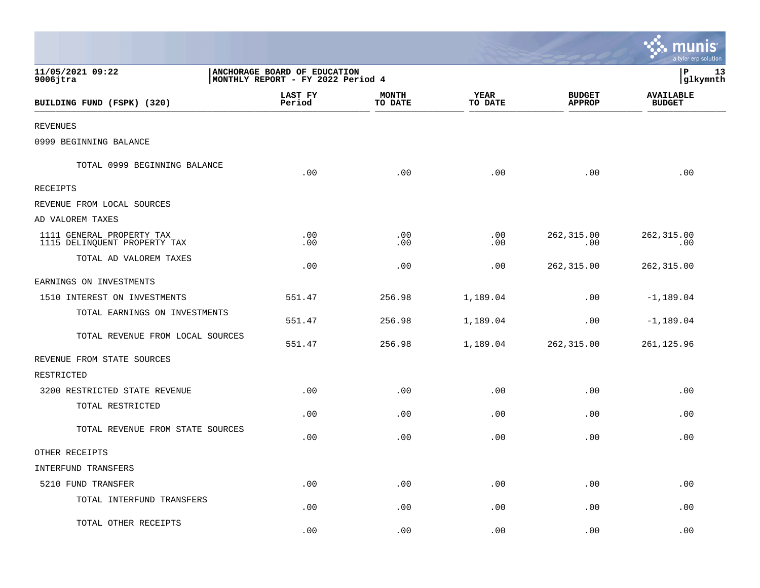11/05/2021 09:22
9006jtra

ANCHORAGE BOARD OF EDUCATION
MONTHLY REPORT - FY 2022 Period 4

| BUILDING FUND (FSPK) (320) | LAST FY Period | MONTH TO DATE | YEAR TO DATE | BUDGET APPROP | AVAILABLE BUDGET |
|---|---|---|---|---|---|
| REVENUES | | | | | |
| 0999 BEGINNING BALANCE | | | | | |
| TOTAL 0999 BEGINNING BALANCE | .00 | .00 | .00 | .00 | .00 |
| RECEIPTS | | | | | |
| REVENUE FROM LOCAL SOURCES | | | | | |
| AD VALOREM TAXES | | | | | |
| 1111 GENERAL PROPERTY TAX | .00 | .00 | .00 | 262,315.00 | 262,315.00 |
| 1115 DELINQUENT PROPERTY TAX | .00 | .00 | .00 | .00 | .00 |
| TOTAL AD VALOREM TAXES | .00 | .00 | .00 | 262,315.00 | 262,315.00 |
| EARNINGS ON INVESTMENTS | | | | | |
| 1510 INTEREST ON INVESTMENTS | 551.47 | 256.98 | 1,189.04 | .00 | -1,189.04 |
| TOTAL EARNINGS ON INVESTMENTS | 551.47 | 256.98 | 1,189.04 | .00 | -1,189.04 |
| TOTAL REVENUE FROM LOCAL SOURCES | 551.47 | 256.98 | 1,189.04 | 262,315.00 | 261,125.96 |
| REVENUE FROM STATE SOURCES | | | | | |
| RESTRICTED | | | | | |
| 3200 RESTRICTED STATE REVENUE | .00 | .00 | .00 | .00 | .00 |
| TOTAL RESTRICTED | .00 | .00 | .00 | .00 | .00 |
| TOTAL REVENUE FROM STATE SOURCES | .00 | .00 | .00 | .00 | .00 |
| OTHER RECEIPTS | | | | | |
| INTERFUND TRANSFERS | | | | | |
| 5210 FUND TRANSFER | .00 | .00 | .00 | .00 | .00 |
| TOTAL INTERFUND TRANSFERS | .00 | .00 | .00 | .00 | .00 |
| TOTAL OTHER RECEIPTS | .00 | .00 | .00 | .00 | .00 |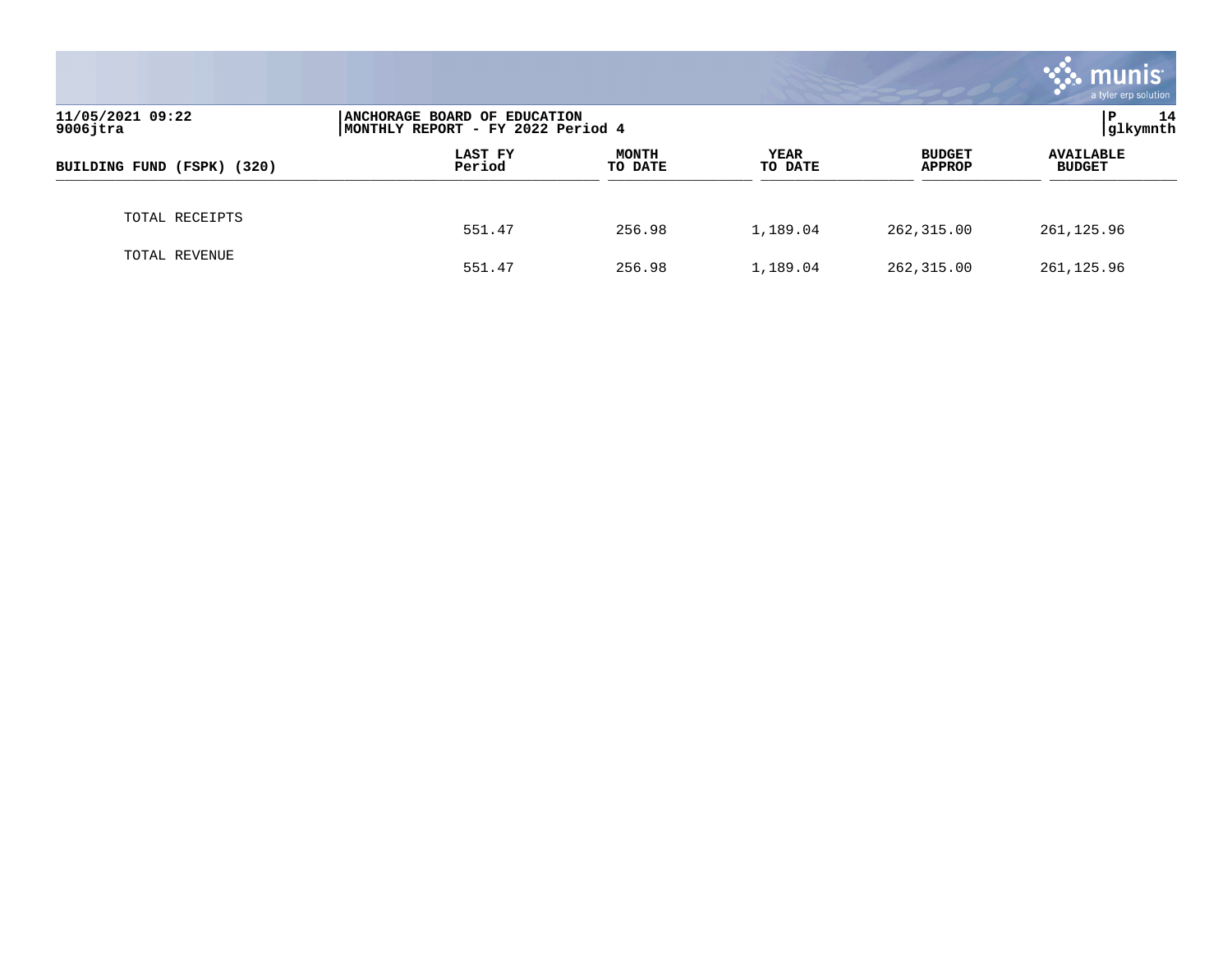11/05/2021 09:22
9006jtra

ANCHORAGE BOARD OF EDUCATION
MONTHLY REPORT - FY 2022 Period 4

P 14
glkymnth

| BUILDING FUND (FSPK) (320) | LAST FY Period | MONTH TO DATE | YEAR TO DATE | BUDGET APPROP | AVAILABLE BUDGET |
|---|---|---|---|---|---|
| TOTAL RECEIPTS | 551.47 | 256.98 | 1,189.04 | 262,315.00 | 261,125.96 |
| TOTAL REVENUE | 551.47 | 256.98 | 1,189.04 | 262,315.00 | 261,125.96 |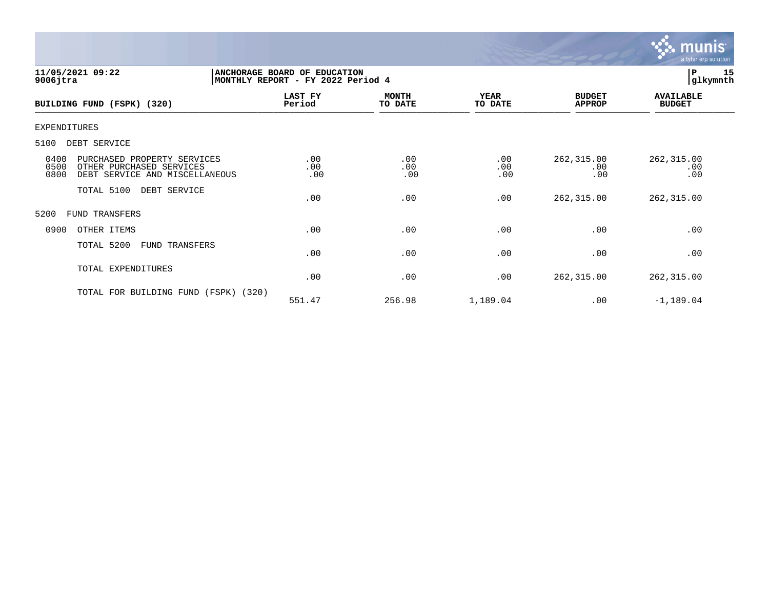11/05/2021 09:22
9006jtra

**ANCHORAGE BOARD OF EDUCATION**
**MONTHLY REPORT - FY 2022 Period 4**

P 15
glkymnth

| BUILDING FUND (FSPK) (320) | LAST FY Period | MONTH TO DATE | YEAR TO DATE | BUDGET APPROP | AVAILABLE BUDGET |
|---|---|---|---|---|---|
| EXPENDITURES | | | | | |
| 5100 DEBT SERVICE | | | | | |
| 0400 PURCHASED PROPERTY SERVICES | .00 | .00 | .00 | 262,315.00 | 262,315.00 |
| 0500 OTHER PURCHASED SERVICES | .00 | .00 | .00 | .00 | .00 |
| 0800 DEBT SERVICE AND MISCELLANEOUS | .00 | .00 | .00 | .00 | .00 |
| TOTAL 5100 DEBT SERVICE | .00 | .00 | .00 | 262,315.00 | 262,315.00 |
| 5200 FUND TRANSFERS | | | | | |
| 0900 OTHER ITEMS | .00 | .00 | .00 | .00 | .00 |
| TOTAL 5200 FUND TRANSFERS | .00 | .00 | .00 | .00 | .00 |
| TOTAL EXPENDITURES | .00 | .00 | .00 | 262,315.00 | 262,315.00 |
| TOTAL FOR BUILDING FUND (FSPK) (320) | 551.47 | 256.98 | 1,189.04 | .00 | -1,189.04 |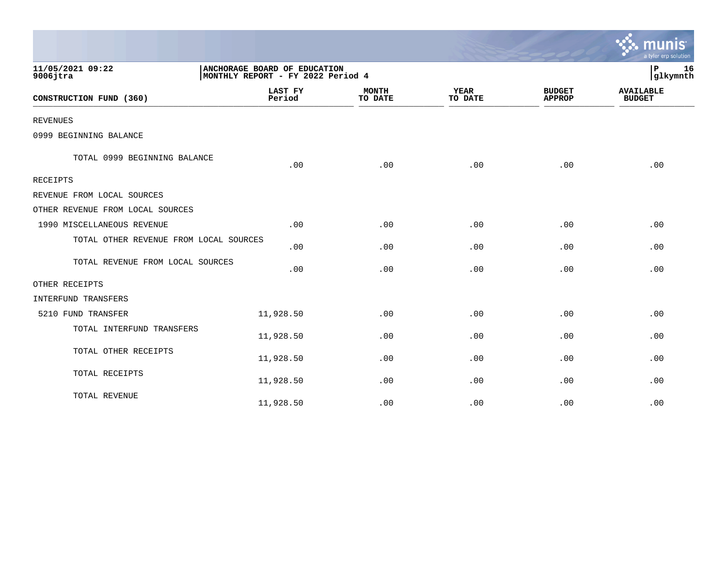11/05/2021 09:22
9006jtra

**ANCHORAGE BOARD OF EDUCATION**
**MONTHLY REPORT - FY 2022 Period 4**

P 16
glkymnth

| CONSTRUCTION FUND (360) | LAST FY Period | MONTH TO DATE | YEAR TO DATE | BUDGET APPROP | AVAILABLE BUDGET |
|---|---|---|---|---|---|
| REVENUES | | | | | |
| 0999 BEGINNING BALANCE | | | | | |
| TOTAL 0999 BEGINNING BALANCE | .00 | .00 | .00 | .00 | .00 |
| RECEIPTS | | | | | |
| REVENUE FROM LOCAL SOURCES | | | | | |
| OTHER REVENUE FROM LOCAL SOURCES | | | | | |
| 1990 MISCELLANEOUS REVENUE | .00 | .00 | .00 | .00 | .00 |
| TOTAL OTHER REVENUE FROM LOCAL SOURCES | .00 | .00 | .00 | .00 | .00 |
| TOTAL REVENUE FROM LOCAL SOURCES | .00 | .00 | .00 | .00 | .00 |
| OTHER RECEIPTS | | | | | |
| INTERFUND TRANSFERS | | | | | |
| 5210 FUND TRANSFER | 11,928.50 | .00 | .00 | .00 | .00 |
| TOTAL INTERFUND TRANSFERS | 11,928.50 | .00 | .00 | .00 | .00 |
| TOTAL OTHER RECEIPTS | 11,928.50 | .00 | .00 | .00 | .00 |
| TOTAL RECEIPTS | 11,928.50 | .00 | .00 | .00 | .00 |
| TOTAL REVENUE | 11,928.50 | .00 | .00 | .00 | .00 |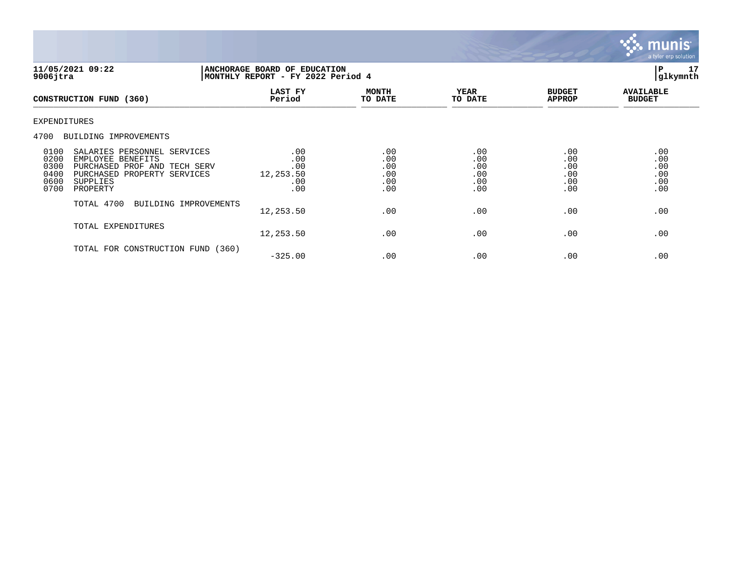**11/05/2021 09:22**
**9006jtra**

**ANCHORAGE BOARD OF EDUCATION**
**MONTHLY REPORT - FY 2022 Period 4**

**P 17**
**glkymnth**

| CONSTRUCTION FUND (360) | LAST FY Period | MONTH TO DATE | YEAR TO DATE | BUDGET APPROP | AVAILABLE BUDGET |
|---|---|---|---|---|---|
| EXPENDITURES | | | | | |
| 4700 BUILDING IMPROVEMENTS | | | | | |
| 0100 SALARIES PERSONNEL SERVICES | .00 | .00 | .00 | .00 | .00 |
| 0200 EMPLOYEE BENEFITS | .00 | .00 | .00 | .00 | .00 |
| 0300 PURCHASED PROF AND TECH SERV | .00 | .00 | .00 | .00 | .00 |
| 0400 PURCHASED PROPERTY SERVICES | 12,253.50 | .00 | .00 | .00 | .00 |
| 0600 SUPPLIES | .00 | .00 | .00 | .00 | .00 |
| 0700 PROPERTY | .00 | .00 | .00 | .00 | .00 |
| TOTAL 4700 BUILDING IMPROVEMENTS | 12,253.50 | .00 | .00 | .00 | .00 |
| TOTAL EXPENDITURES | 12,253.50 | .00 | .00 | .00 | .00 |
| TOTAL FOR CONSTRUCTION FUND (360) | -325.00 | .00 | .00 | .00 | .00 |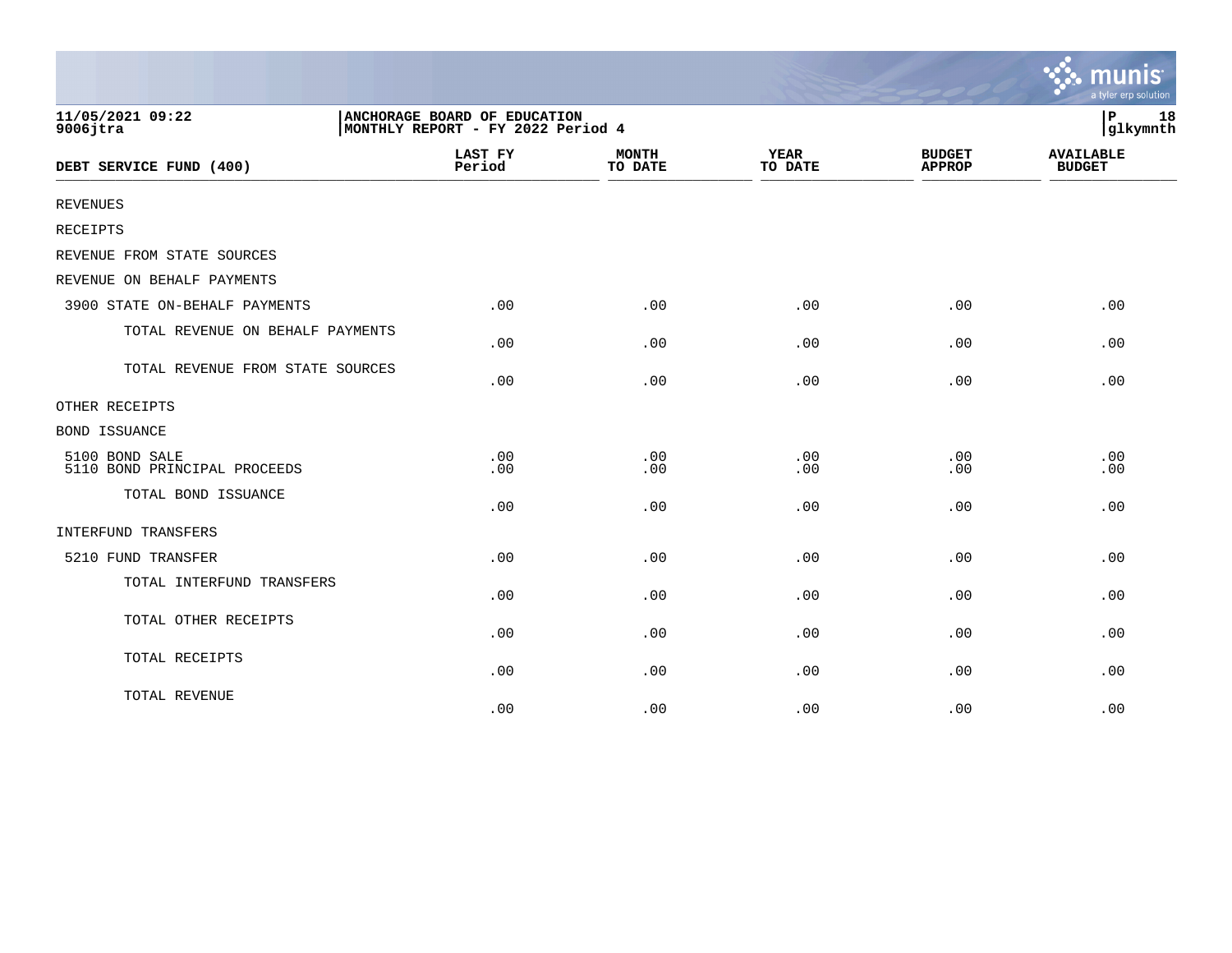11/05/2021 09:22
9006jtra

ANCHORAGE BOARD OF EDUCATION
MONTHLY REPORT - FY 2022 Period 4

P 18
glkymnth

| DEBT SERVICE FUND (400) | LAST FY Period | MONTH TO DATE | YEAR TO DATE | BUDGET APPROP | AVAILABLE BUDGET |
|---|---|---|---|---|---|
| REVENUES | | | | | |
| RECEIPTS | | | | | |
| REVENUE FROM STATE SOURCES | | | | | |
| REVENUE ON BEHALF PAYMENTS | | | | | |
| 3900 STATE ON-BEHALF PAYMENTS | .00 | .00 | .00 | .00 | .00 |
| TOTAL REVENUE ON BEHALF PAYMENTS | .00 | .00 | .00 | .00 | .00 |
| TOTAL REVENUE FROM STATE SOURCES | .00 | .00 | .00 | .00 | .00 |
| OTHER RECEIPTS | | | | | |
| BOND ISSUANCE | | | | | |
| 5100 BOND SALE | .00 | .00 | .00 | .00 | .00 |
| 5110 BOND PRINCIPAL PROCEEDS | .00 | .00 | .00 | .00 | .00 |
| TOTAL BOND ISSUANCE | .00 | .00 | .00 | .00 | .00 |
| INTERFUND TRANSFERS | | | | | |
| 5210 FUND TRANSFER | .00 | .00 | .00 | .00 | .00 |
| TOTAL INTERFUND TRANSFERS | .00 | .00 | .00 | .00 | .00 |
| TOTAL OTHER RECEIPTS | .00 | .00 | .00 | .00 | .00 |
| TOTAL RECEIPTS | .00 | .00 | .00 | .00 | .00 |
| TOTAL REVENUE | .00 | .00 | .00 | .00 | .00 |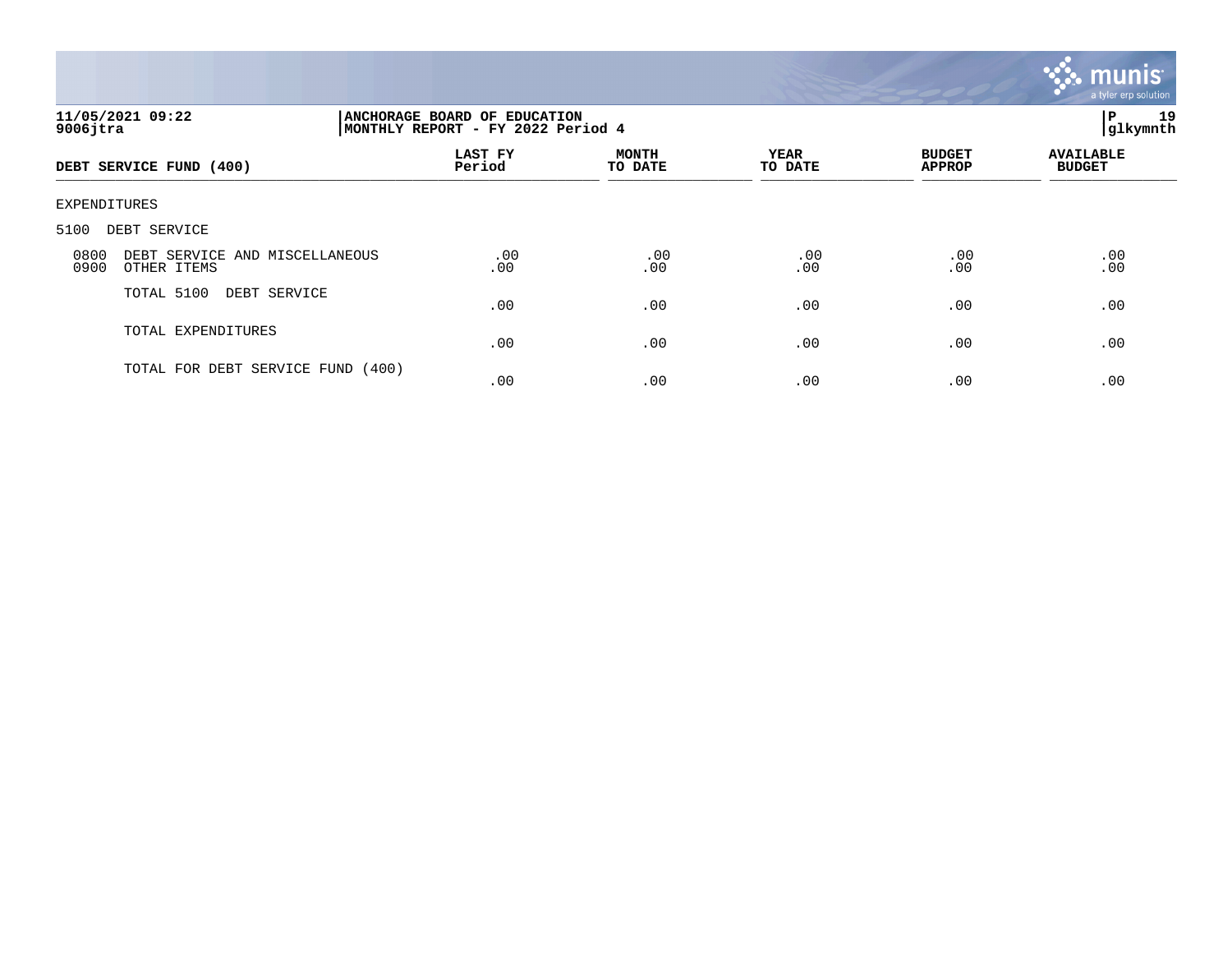**11/05/2021 09:22** | **ANCHORAGE BOARD OF EDUCATION**
**9006jtra** | **MONTHLY REPORT - FY 2022 Period 4**

| DEBT SERVICE FUND (400) | LAST FY Period | MONTH TO DATE | YEAR TO DATE | BUDGET APPROP | AVAILABLE BUDGET |
|---|---|---|---|---|---|
| EXPENDITURES | | | | | |
| 5100 DEBT SERVICE | | | | | |
| 0800 DEBT SERVICE AND MISCELLANEOUS | .00 | .00 | .00 | .00 | .00 |
| 0900 OTHER ITEMS | .00 | .00 | .00 | .00 | .00 |
| TOTAL 5100 DEBT SERVICE | .00 | .00 | .00 | .00 | .00 |
| TOTAL EXPENDITURES | .00 | .00 | .00 | .00 | .00 |
| TOTAL FOR DEBT SERVICE FUND (400) | .00 | .00 | .00 | .00 | .00 |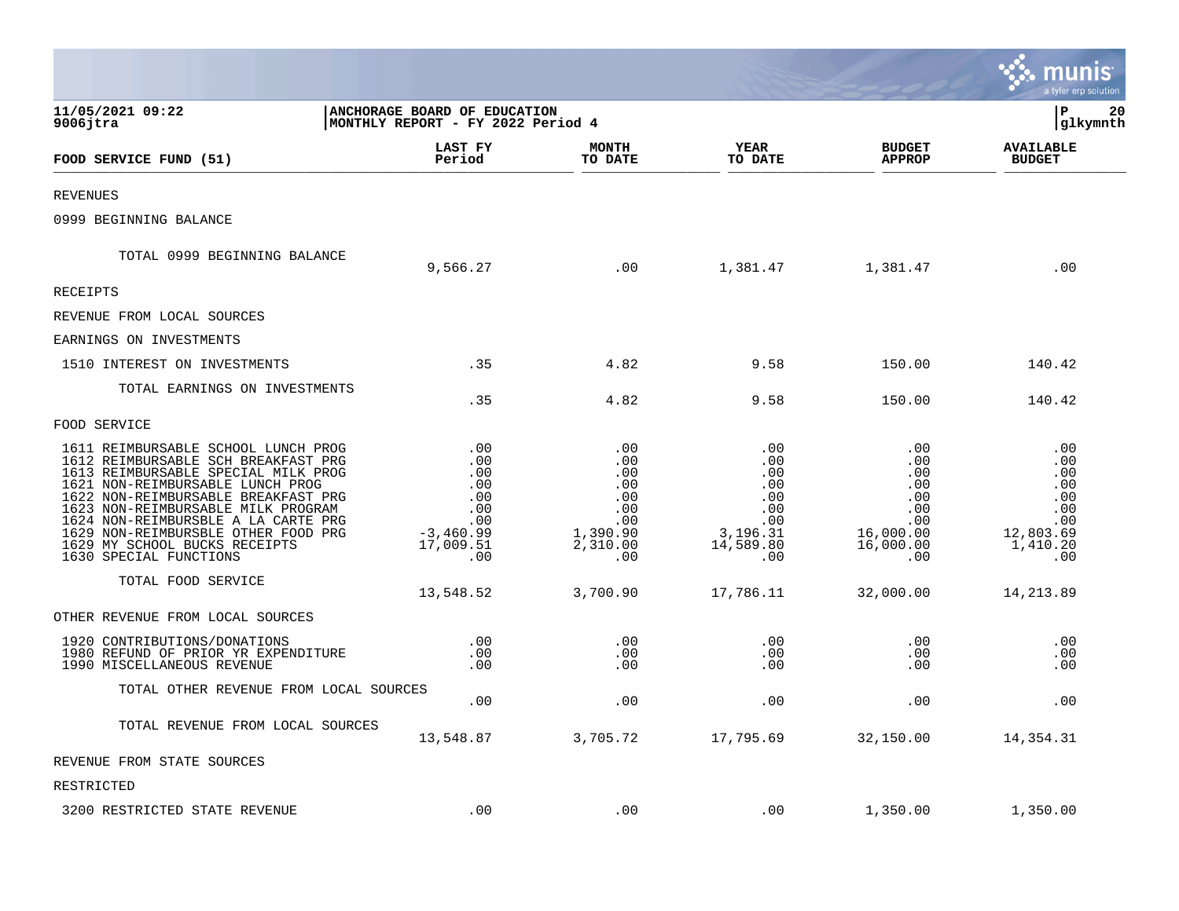**11/05/2021 09:22**
**9006jtra**

**ANCHORAGE BOARD OF EDUCATION**
**MONTHLY REPORT - FY 2022 Period 4**

**P 20**
**glkymnth**

| FOOD SERVICE FUND (51) | LAST FY Period | MONTH TO DATE | YEAR TO DATE | BUDGET APPROP | AVAILABLE BUDGET |
|---|---|---|---|---|---|
| REVENUES | | | | | |
| 0999 BEGINNING BALANCE | | | | | |
| TOTAL 0999 BEGINNING BALANCE | 9,566.27 | .00 | 1,381.47 | 1,381.47 | .00 |
| RECEIPTS | | | | | |
| REVENUE FROM LOCAL SOURCES | | | | | |
| EARNINGS ON INVESTMENTS | | | | | |
| 1510 INTEREST ON INVESTMENTS | .35 | 4.82 | 9.58 | 150.00 | 140.42 |
| TOTAL EARNINGS ON INVESTMENTS | .35 | 4.82 | 9.58 | 150.00 | 140.42 |
| FOOD SERVICE | | | | | |
| 1611 REIMBURSABLE SCHOOL LUNCH PROG | .00 | .00 | .00 | .00 | .00 |
| 1612 REIMBURSABLE SCH BREAKFAST PRG | .00 | .00 | .00 | .00 | .00 |
| 1613 REIMBURSABLE SPECIAL MILK PROG | .00 | .00 | .00 | .00 | .00 |
| 1621 NON-REIMBURSABLE LUNCH PROG | .00 | .00 | .00 | .00 | .00 |
| 1622 NON-REIMBURSABLE BREAKFAST PRG | .00 | .00 | .00 | .00 | .00 |
| 1623 NON-REIMBURSABLE MILK PROGRAM | .00 | .00 | .00 | .00 | .00 |
| 1624 NON-REIMBURSBLE A LA CARTE PRG | .00 | .00 | .00 | .00 | .00 |
| 1629 NON-REIMBURSBLE OTHER FOOD PRG | -3,460.99 | 1,390.90 | 3,196.31 | 16,000.00 | 12,803.69 |
| 1629 MY SCHOOL BUCKS RECEIPTS | 17,009.51 | 2,310.00 | 14,589.80 | 16,000.00 | 1,410.20 |
| 1630 SPECIAL FUNCTIONS | .00 | .00 | .00 | .00 | .00 |
| TOTAL FOOD SERVICE | 13,548.52 | 3,700.90 | 17,786.11 | 32,000.00 | 14,213.89 |
| OTHER REVENUE FROM LOCAL SOURCES | | | | | |
| 1920 CONTRIBUTIONS/DONATIONS | .00 | .00 | .00 | .00 | .00 |
| 1980 REFUND OF PRIOR YR EXPENDITURE | .00 | .00 | .00 | .00 | .00 |
| 1990 MISCELLANEOUS REVENUE | .00 | .00 | .00 | .00 | .00 |
| TOTAL OTHER REVENUE FROM LOCAL SOURCES | .00 | .00 | .00 | .00 | .00 |
| TOTAL REVENUE FROM LOCAL SOURCES | 13,548.87 | 3,705.72 | 17,795.69 | 32,150.00 | 14,354.31 |
| REVENUE FROM STATE SOURCES | | | | | |
| RESTRICTED | | | | | |
| 3200 RESTRICTED STATE REVENUE | .00 | .00 | .00 | 1,350.00 | 1,350.00 |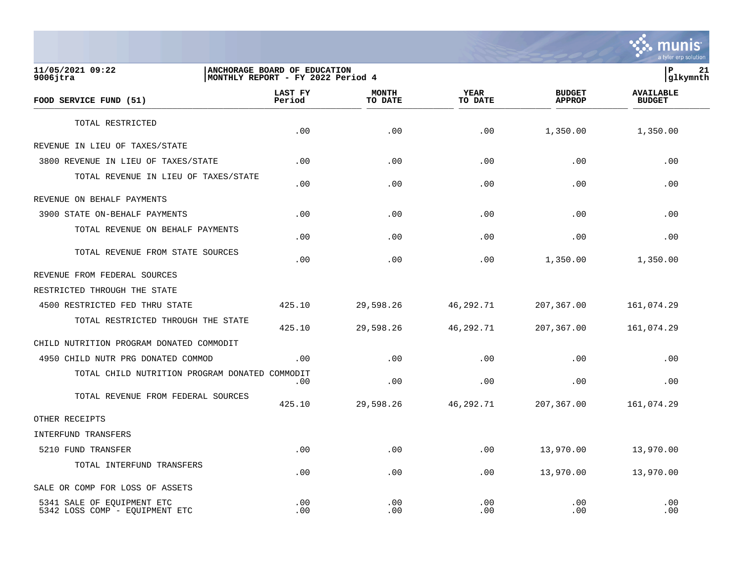**11/05/2021 09:22**
**9006jtra**

**ANCHORAGE BOARD OF EDUCATION**
**MONTHLY REPORT - FY 2022 Period 4**

**P 21**
**glkymnth**

| FOOD SERVICE FUND (51) | LAST FY Period | MONTH TO DATE | YEAR TO DATE | BUDGET APPROP | AVAILABLE BUDGET |
|---|---|---|---|---|---|
| TOTAL RESTRICTED | .00 | .00 | .00 | 1,350.00 | 1,350.00 |
| REVENUE IN LIEU OF TAXES/STATE | | | | | |
| 3800 REVENUE IN LIEU OF TAXES/STATE | .00 | .00 | .00 | .00 | .00 |
| TOTAL REVENUE IN LIEU OF TAXES/STATE | .00 | .00 | .00 | .00 | .00 |
| REVENUE ON BEHALF PAYMENTS | | | | | |
| 3900 STATE ON-BEHALF PAYMENTS | .00 | .00 | .00 | .00 | .00 |
| TOTAL REVENUE ON BEHALF PAYMENTS | .00 | .00 | .00 | .00 | .00 |
| TOTAL REVENUE FROM STATE SOURCES | .00 | .00 | .00 | 1,350.00 | 1,350.00 |
| REVENUE FROM FEDERAL SOURCES | | | | | |
| RESTRICTED THROUGH THE STATE | | | | | |
| 4500 RESTRICTED FED THRU STATE | 425.10 | 29,598.26 | 46,292.71 | 207,367.00 | 161,074.29 |
| TOTAL RESTRICTED THROUGH THE STATE | 425.10 | 29,598.26 | 46,292.71 | 207,367.00 | 161,074.29 |
| CHILD NUTRITION PROGRAM DONATED COMMODIT | | | | | |
| 4950 CHILD NUTR PRG DONATED COMMOD | .00 | .00 | .00 | .00 | .00 |
| TOTAL CHILD NUTRITION PROGRAM DONATED COMMODIT | .00 | .00 | .00 | .00 | .00 |
| TOTAL REVENUE FROM FEDERAL SOURCES | 425.10 | 29,598.26 | 46,292.71 | 207,367.00 | 161,074.29 |
| OTHER RECEIPTS | | | | | |
| INTERFUND TRANSFERS | | | | | |
| 5210 FUND TRANSFER | .00 | .00 | .00 | 13,970.00 | 13,970.00 |
| TOTAL INTERFUND TRANSFERS | .00 | .00 | .00 | 13,970.00 | 13,970.00 |
| SALE OR COMP FOR LOSS OF ASSETS | | | | | |
| 5341 SALE OF EQUIPMENT ETC | .00 | .00 | .00 | .00 | .00 |
| 5342 LOSS COMP - EQUIPMENT ETC | .00 | .00 | .00 | .00 | .00 |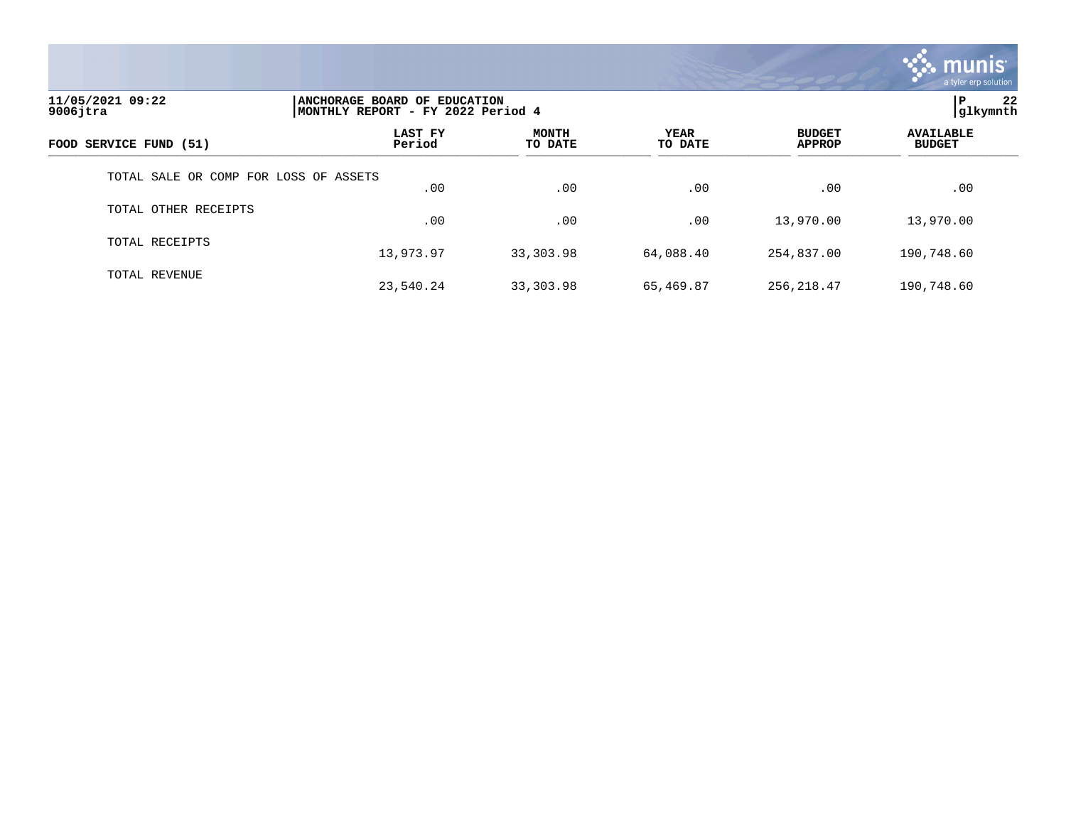**ANCHORAGE BOARD OF EDUCATION**
**MONTHLY REPORT - FY 2022 Period 4**

11/05/2021 09:22
9006jtra

glkymnth

| FOOD SERVICE FUND (51) | LAST FY Period | MONTH TO DATE | YEAR TO DATE | BUDGET APPROP | AVAILABLE BUDGET |
|---|---|---|---|---|---|
| TOTAL SALE OR COMP FOR LOSS OF ASSETS | .00 | .00 | .00 | .00 | .00 |
| TOTAL OTHER RECEIPTS | .00 | .00 | .00 | 13,970.00 | 13,970.00 |
| TOTAL RECEIPTS | 13,973.97 | 33,303.98 | 64,088.40 | 254,837.00 | 190,748.60 |
| TOTAL REVENUE | 23,540.24 | 33,303.98 | 65,469.87 | 256,218.47 | 190,748.60 |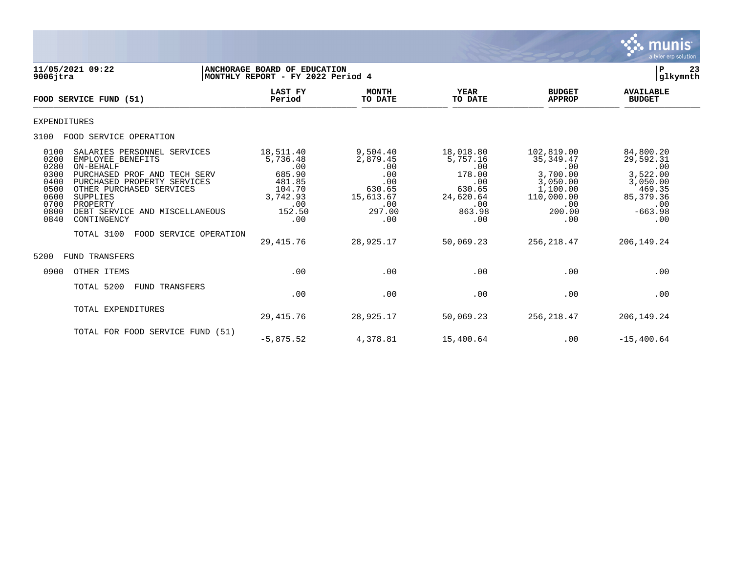11/05/2021 09:22
9006jtra

**ANCHORAGE BOARD OF EDUCATION**
**MONTHLY REPORT - FY 2022 Period 4**

P 23
glkymnth

| FOOD SERVICE FUND (51) | | LAST FY Period | MONTH TO DATE | YEAR TO DATE | BUDGET APPROP | AVAILABLE BUDGET |
|---|---|---|---|---|---|---|
| EXPENDITURES | | | | | | |
| 3100 | FOOD SERVICE OPERATION | | | | | |
| 0100 | SALARIES PERSONNEL SERVICES | 18,511.40 | 9,504.40 | 18,018.80 | 102,819.00 | 84,800.20 |
| 0200 | EMPLOYEE BENEFITS | 5,736.48 | 2,879.45 | 5,757.16 | 35,349.47 | 29,592.31 |
| 0280 | ON-BEHALF | .00 | .00 | .00 | .00 | .00 |
| 0300 | PURCHASED PROF AND TECH SERV | 685.90 | .00 | 178.00 | 3,700.00 | 3,522.00 |
| 0400 | PURCHASED PROPERTY SERVICES | 481.85 | .00 | .00 | 3,050.00 | 3,050.00 |
| 0500 | OTHER PURCHASED SERVICES | 104.70 | 630.65 | 630.65 | 1,100.00 | 469.35 |
| 0600 | SUPPLIES | 3,742.93 | 15,613.67 | 24,620.64 | 110,000.00 | 85,379.36 |
| 0700 | PROPERTY | .00 | .00 | .00 | .00 | .00 |
| 0800 | DEBT SERVICE AND MISCELLANEOUS | 152.50 | 297.00 | 863.98 | 200.00 | -663.98 |
| 0840 | CONTINGENCY | .00 | .00 | .00 | .00 | .00 |
| | TOTAL 3100 FOOD SERVICE OPERATION | 29,415.76 | 28,925.17 | 50,069.23 | 256,218.47 | 206,149.24 |
| 5200 | FUND TRANSFERS | | | | | |
| 0900 | OTHER ITEMS | .00 | .00 | .00 | .00 | .00 |
| | TOTAL 5200 FUND TRANSFERS | .00 | .00 | .00 | .00 | .00 |
| | TOTAL EXPENDITURES | 29,415.76 | 28,925.17 | 50,069.23 | 256,218.47 | 206,149.24 |
| | TOTAL FOR FOOD SERVICE FUND (51) | -5,875.52 | 4,378.81 | 15,400.64 | .00 | -15,400.64 |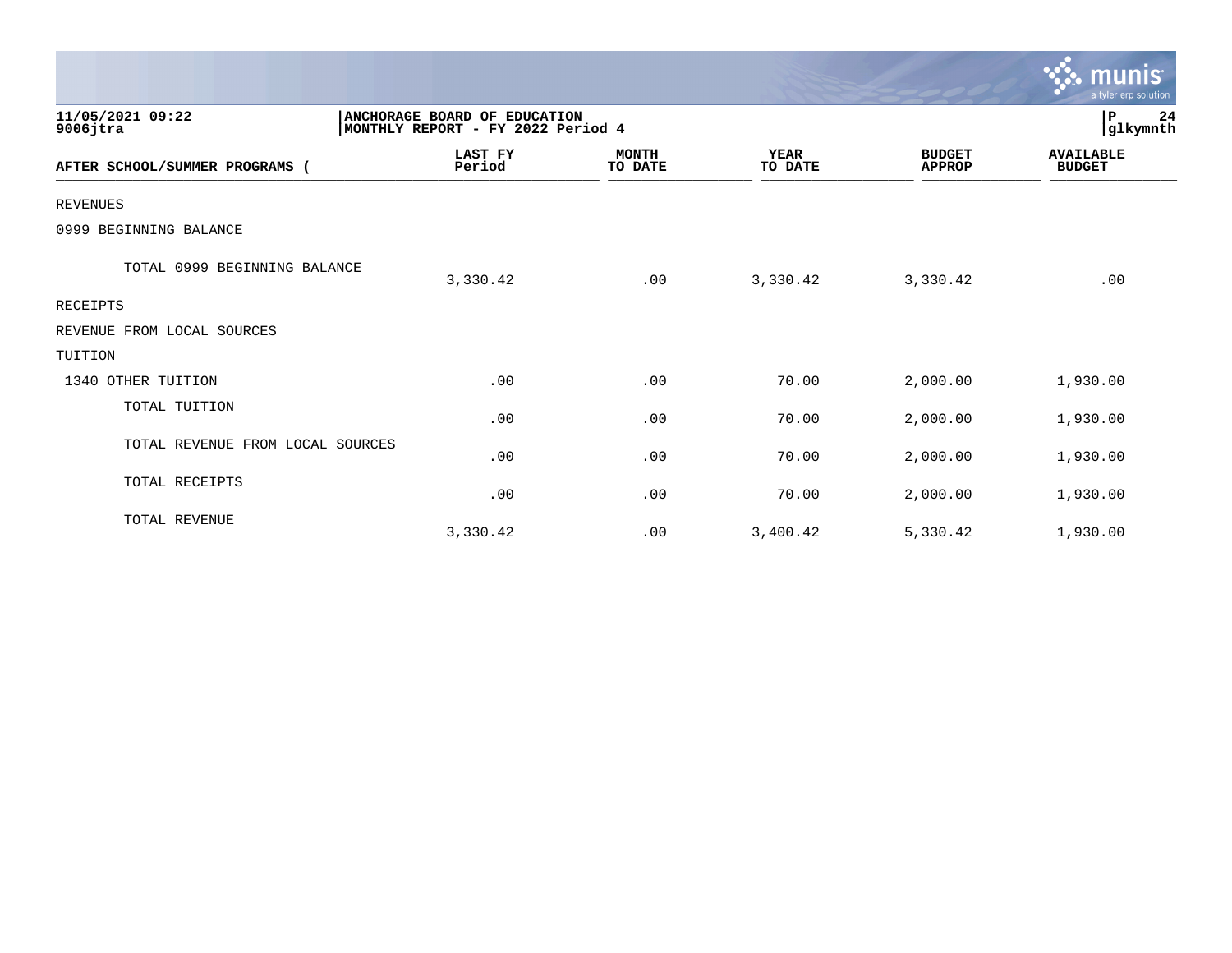11/05/2021 09:22
9006jtra

ANCHORAGE BOARD OF EDUCATION
MONTHLY REPORT - FY 2022 Period 4

glkymnth

| AFTER SCHOOL/SUMMER PROGRAMS ( | LAST FY Period | MONTH TO DATE | YEAR TO DATE | BUDGET APPROP | AVAILABLE BUDGET |
|---|---|---|---|---|---|
| REVENUES | | | | | |
| 0999 BEGINNING BALANCE | | | | | |
| TOTAL 0999 BEGINNING BALANCE | 3,330.42 | .00 | 3,330.42 | 3,330.42 | .00 |
| RECEIPTS | | | | | |
| REVENUE FROM LOCAL SOURCES | | | | | |
| TUITION | | | | | |
| 1340 OTHER TUITION | .00 | .00 | 70.00 | 2,000.00 | 1,930.00 |
| TOTAL TUITION | .00 | .00 | 70.00 | 2,000.00 | 1,930.00 |
| TOTAL REVENUE FROM LOCAL SOURCES | .00 | .00 | 70.00 | 2,000.00 | 1,930.00 |
| TOTAL RECEIPTS | .00 | .00 | 70.00 | 2,000.00 | 1,930.00 |
| TOTAL REVENUE | 3,330.42 | .00 | 3,400.42 | 5,330.42 | 1,930.00 |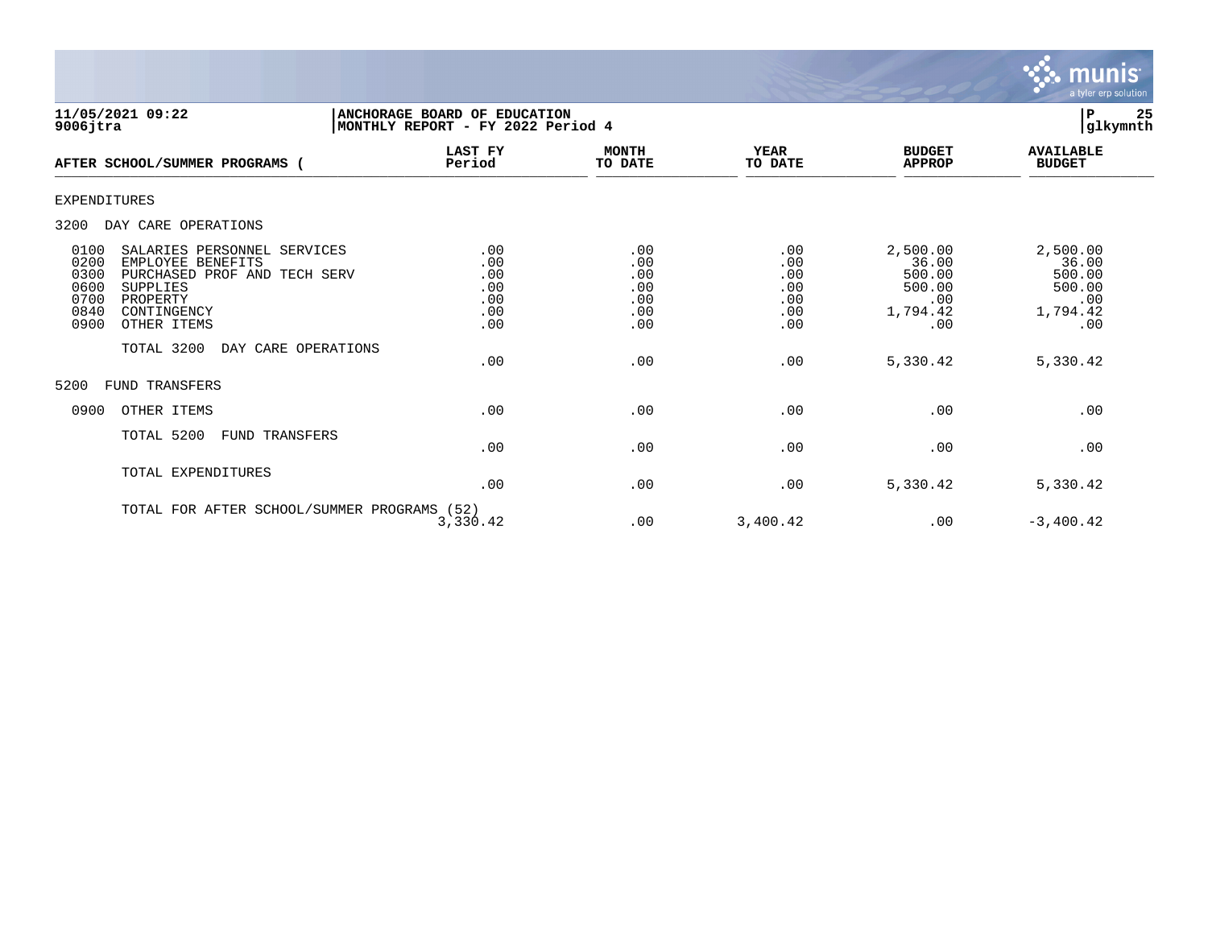**ANCHORAGE BOARD OF EDUCATION**
**MONTHLY REPORT - FY 2022 Period 4**

11/05/2021 09:22
9006jtra

| AFTER SCHOOL/SUMMER PROGRAMS ( | LAST FY Period | MONTH TO DATE | YEAR TO DATE | BUDGET APPROP | AVAILABLE BUDGET |
|---|---|---|---|---|---|
| **EXPENDITURES** | | | | | |
| **3200 DAY CARE OPERATIONS** | | | | | |
| 0100 SALARIES PERSONNEL SERVICES | .00 | .00 | .00 | 2,500.00 | 2,500.00 |
| 0200 EMPLOYEE BENEFITS | .00 | .00 | .00 | 36.00 | 36.00 |
| 0300 PURCHASED PROF AND TECH SERV | .00 | .00 | .00 | 500.00 | 500.00 |
| 0600 SUPPLIES | .00 | .00 | .00 | 500.00 | 500.00 |
| 0700 PROPERTY | .00 | .00 | .00 | .00 | .00 |
| 0840 CONTINGENCY | .00 | .00 | .00 | 1,794.42 | 1,794.42 |
| 0900 OTHER ITEMS | .00 | .00 | .00 | .00 | .00 |
| TOTAL 3200 DAY CARE OPERATIONS | .00 | .00 | .00 | 5,330.42 | 5,330.42 |
| **5200 FUND TRANSFERS** | | | | | |
| 0900 OTHER ITEMS | .00 | .00 | .00 | .00 | .00 |
| TOTAL 5200 FUND TRANSFERS | .00 | .00 | .00 | .00 | .00 |
| TOTAL EXPENDITURES | .00 | .00 | .00 | 5,330.42 | 5,330.42 |
| TOTAL FOR AFTER SCHOOL/SUMMER PROGRAMS (52) | 3,330.42 | .00 | 3,400.42 | .00 | -3,400.42 |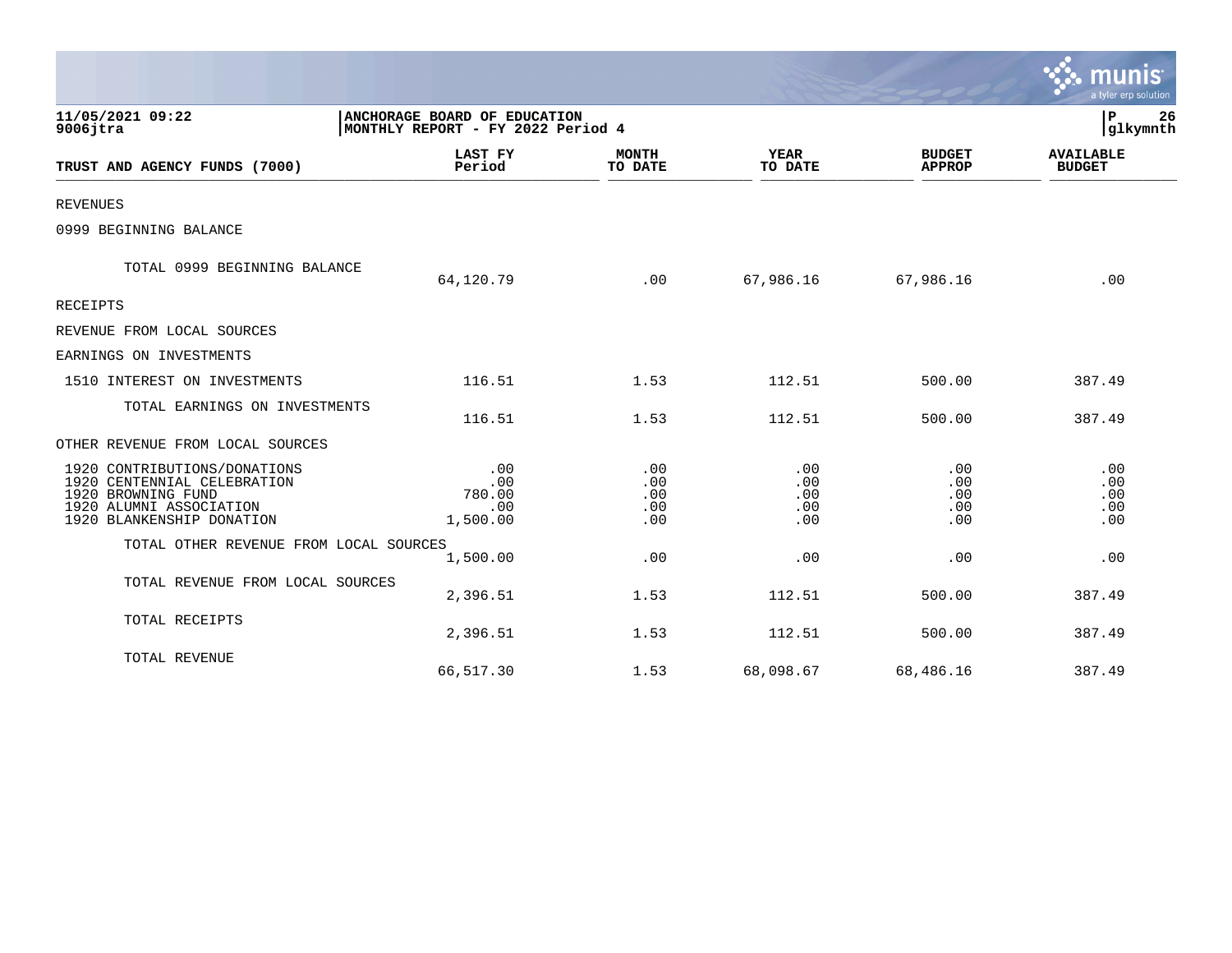**ANCHORAGE BOARD OF EDUCATION**
**MONTHLY REPORT - FY 2022 Period 4**

11/05/2021 09:22
9006jtra

| TRUST AND AGENCY FUNDS (7000) | LAST FY Period | MONTH TO DATE | YEAR TO DATE | BUDGET APPROP | AVAILABLE BUDGET |
|---|---|---|---|---|---|
| REVENUES | | | | | |
| 0999 BEGINNING BALANCE | | | | | |
| TOTAL 0999 BEGINNING BALANCE | 64,120.79 | .00 | 67,986.16 | 67,986.16 | .00 |
| RECEIPTS | | | | | |
| REVENUE FROM LOCAL SOURCES | | | | | |
| EARNINGS ON INVESTMENTS | | | | | |
| 1510 INTEREST ON INVESTMENTS | 116.51 | 1.53 | 112.51 | 500.00 | 387.49 |
| TOTAL EARNINGS ON INVESTMENTS | 116.51 | 1.53 | 112.51 | 500.00 | 387.49 |
| OTHER REVENUE FROM LOCAL SOURCES | | | | | |
| 1920 CONTRIBUTIONS/DONATIONS | .00 | .00 | .00 | .00 | .00 |
| 1920 CENTENNIAL CELEBRATION | .00 | .00 | .00 | .00 | .00 |
| 1920 BROWNING FUND | 780.00 | .00 | .00 | .00 | .00 |
| 1920 ALUMNI ASSOCIATION | .00 | .00 | .00 | .00 | .00 |
| 1920 BLANKENSHIP DONATION | 1,500.00 | .00 | .00 | .00 | .00 |
| TOTAL OTHER REVENUE FROM LOCAL SOURCES | 1,500.00 | .00 | .00 | .00 | .00 |
| TOTAL REVENUE FROM LOCAL SOURCES | 2,396.51 | 1.53 | 112.51 | 500.00 | 387.49 |
| TOTAL RECEIPTS | 2,396.51 | 1.53 | 112.51 | 500.00 | 387.49 |
| TOTAL REVENUE | 66,517.30 | 1.53 | 68,098.67 | 68,486.16 | 387.49 |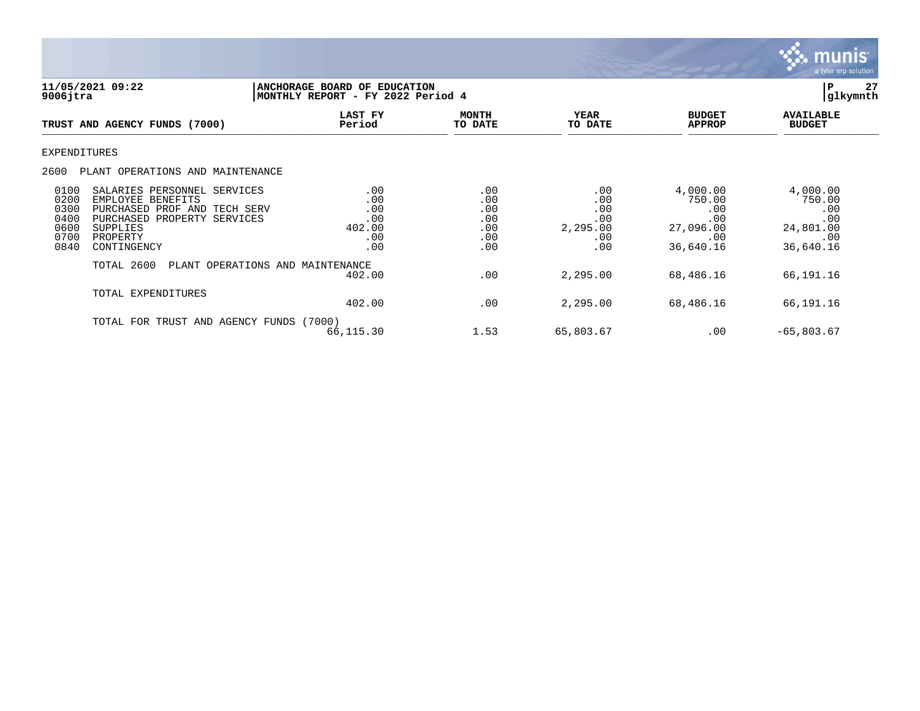**11/05/2021 09:22** | **ANCHORAGE BOARD OF EDUCATION**
**9006jtra** | **MONTHLY REPORT - FY 2022 Period 4** | **P 27** | **glkymnth**

| TRUST AND AGENCY FUNDS (7000) | LAST FY Period | MONTH TO DATE | YEAR TO DATE | BUDGET APPROP | AVAILABLE BUDGET |
|---|---|---|---|---|---|
| **EXPENDITURES** | | | | | |
| **2600 PLANT OPERATIONS AND MAINTENANCE** | | | | | |
| 0100 SALARIES PERSONNEL SERVICES | .00 | .00 | .00 | 4,000.00 | 4,000.00 |
| 0200 EMPLOYEE BENEFITS | .00 | .00 | .00 | 750.00 | 750.00 |
| 0300 PURCHASED PROF AND TECH SERV | .00 | .00 | .00 | .00 | .00 |
| 0400 PURCHASED PROPERTY SERVICES | .00 | .00 | .00 | .00 | .00 |
| 0600 SUPPLIES | 402.00 | .00 | 2,295.00 | 27,096.00 | 24,801.00 |
| 0700 PROPERTY | .00 | .00 | .00 | .00 | .00 |
| 0840 CONTINGENCY | .00 | .00 | .00 | 36,640.16 | 36,640.16 |
| TOTAL 2600 PLANT OPERATIONS AND MAINTENANCE | 402.00 | .00 | 2,295.00 | 68,486.16 | 66,191.16 |
| TOTAL EXPENDITURES | 402.00 | .00 | 2,295.00 | 68,486.16 | 66,191.16 |
| TOTAL FOR TRUST AND AGENCY FUNDS (7000) | 66,115.30 | 1.53 | 65,803.67 | .00 | -65,803.67 |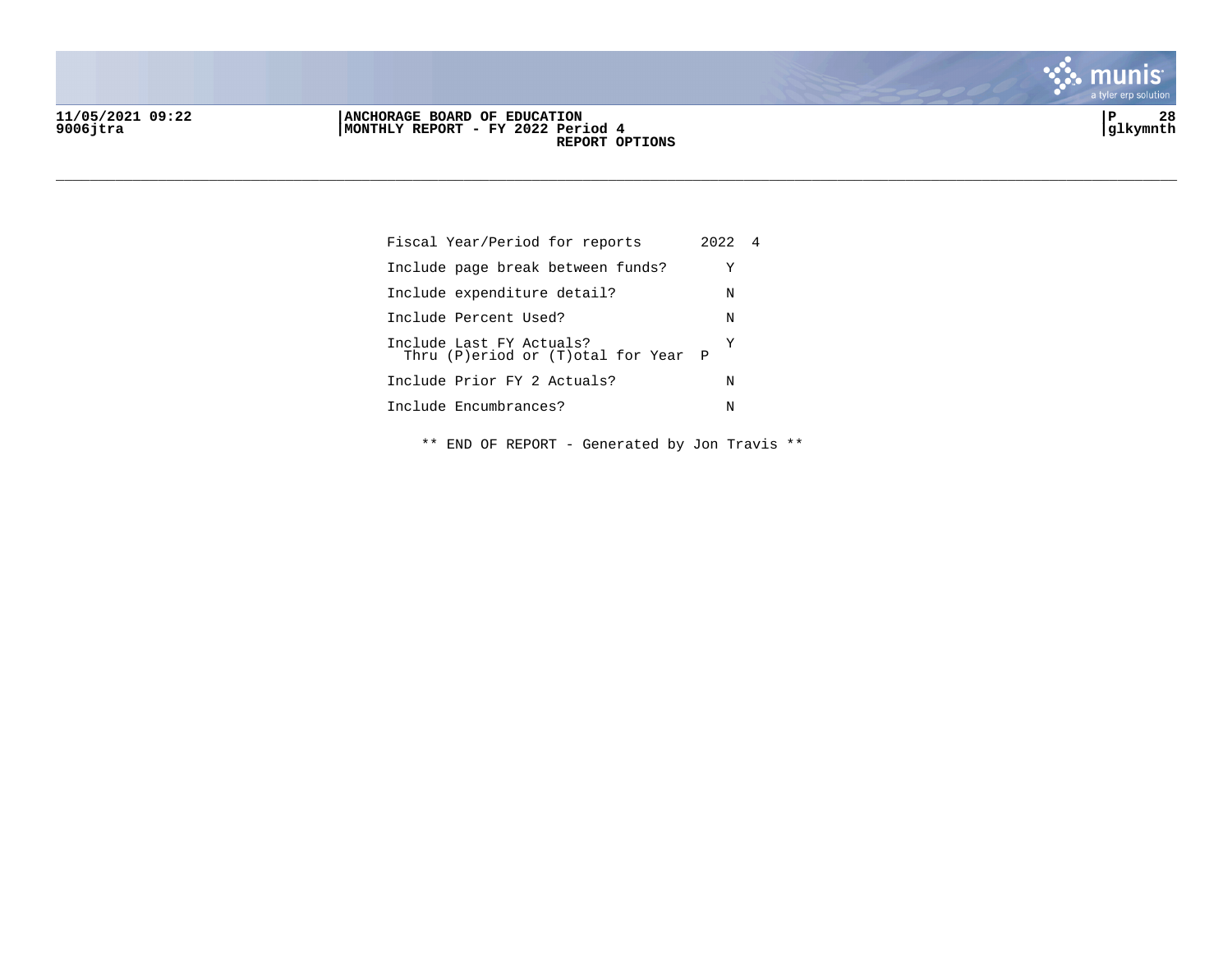# REPORT OPTIONS

| | |
|---|---|
| Fiscal Year/Period for reports | 2022 4 |
| Include page break between funds? | Y |
| Include expenditure detail? | N |
| Include Percent Used? | N |
| Include Last FY Actuals? | Y |
| Thru (P)eriod or (T)otal for Year | P |
| Include Prior FY 2 Actuals? | N |
| Include Encumbrances? | N |

** END OF REPORT - Generated by Jon Travis **